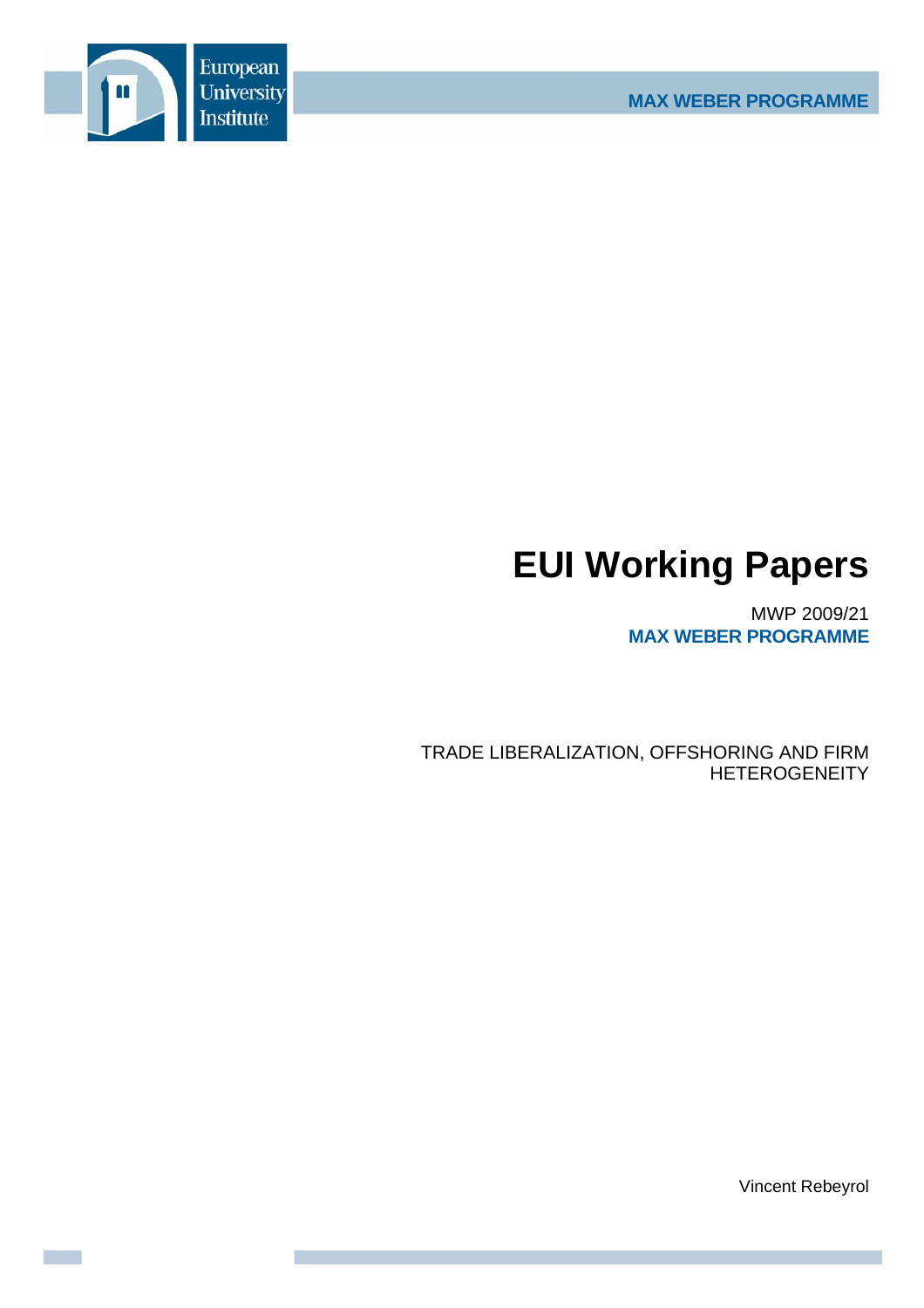European University Institute

MAX WEBER PROGRAMME

# EUI Working Papers

MWP 2009/21

**MAX WEBER PROGRAMME**

TRADE LIBERALIZATION, OFFSHORING AND FIRM HETEROGENEITY

Vincent Rebeyrol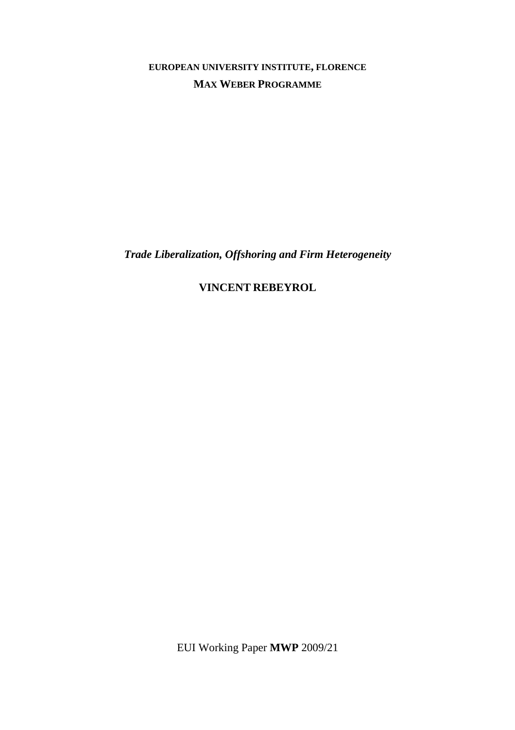**EUROPEAN UNIVERSITY INSTITUTE, FLORENCE**

**MAX WEBER PROGRAMME**

***Trade Liberalization, Offshoring and Firm Heterogeneity***

**VINCENT REBEYROL**

EUI Working Paper **MWP** 2009/21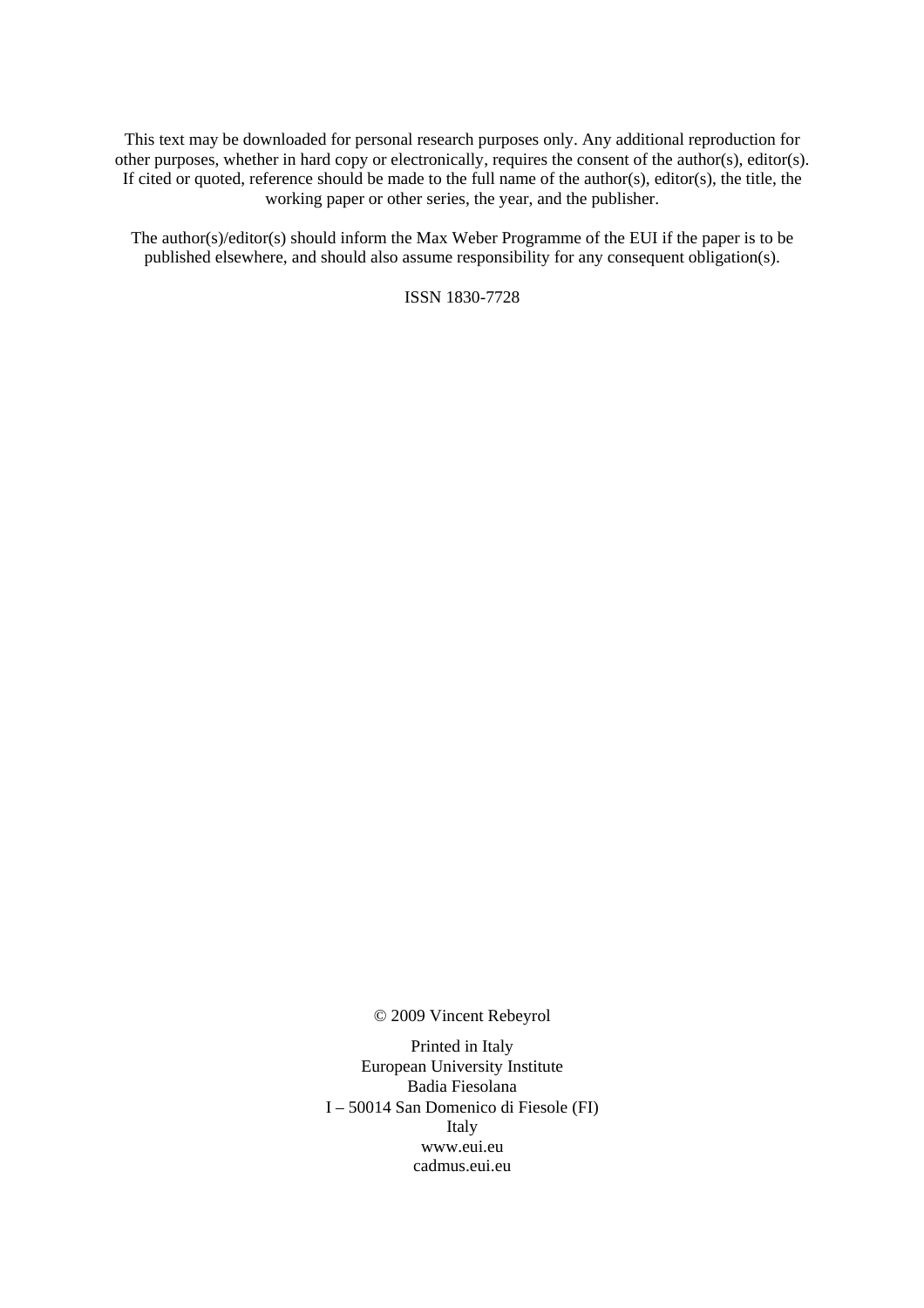This text may be downloaded for personal research purposes only. Any additional reproduction for other purposes, whether in hard copy or electronically, requires the consent of the author(s), editor(s). If cited or quoted, reference should be made to the full name of the author(s), editor(s), the title, the working paper or other series, the year, and the publisher.

The author(s)/editor(s) should inform the Max Weber Programme of the EUI if the paper is to be published elsewhere, and should also assume responsibility for any consequent obligation(s).

ISSN 1830-7728

© 2009 Vincent Rebeyrol

Printed in Italy
European University Institute
Badia Fiesolana
I – 50014 San Domenico di Fiesole (FI)
Italy
www.eui.eu
cadmus.eui.eu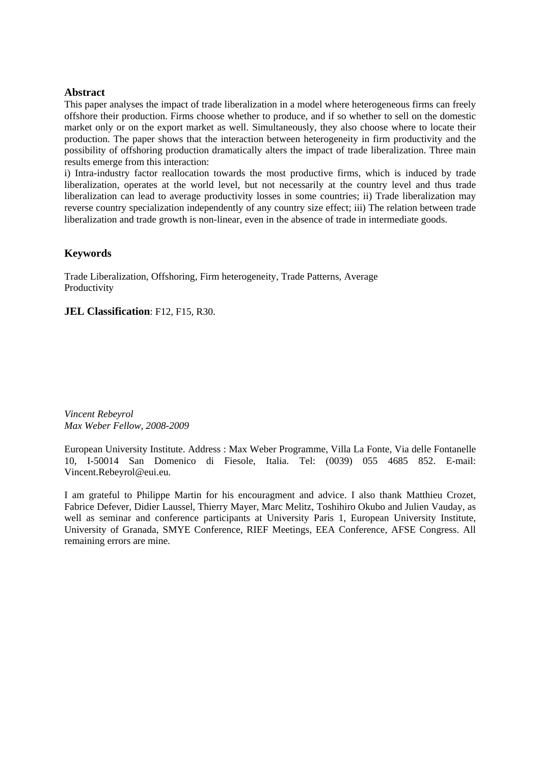## Abstract

This paper analyses the impact of trade liberalization in a model where heterogeneous firms can freely offshore their production. Firms choose whether to produce, and if so whether to sell on the domestic market only or on the export market as well. Simultaneously, they also choose where to locate their production. The paper shows that the interaction between heterogeneity in firm productivity and the possibility of offshoring production dramatically alters the impact of trade liberalization. Three main results emerge from this interaction:

i) Intra-industry factor reallocation towards the most productive firms, which is induced by trade liberalization, operates at the world level, but not necessarily at the country level and thus trade liberalization can lead to average productivity losses in some countries; ii) Trade liberalization may reverse country specialization independently of any country size effect; iii) The relation between trade liberalization and trade growth is non-linear, even in the absence of trade in intermediate goods.

## Keywords

Trade Liberalization, Offshoring, Firm heterogeneity, Trade Patterns, Average Productivity

**JEL Classification**: F12, F15, R30.

*Vincent Rebeyrol*
*Max Weber Fellow, 2008-2009*

European University Institute. Address : Max Weber Programme, Villa La Fonte, Via delle Fontanelle 10, I-50014 San Domenico di Fiesole, Italia. Tel: (0039) 055 4685 852. E-mail: Vincent.Rebeyrol@eui.eu.

I am grateful to Philippe Martin for his encouragment and advice. I also thank Matthieu Crozet, Fabrice Defever, Didier Laussel, Thierry Mayer, Marc Melitz, Toshihiro Okubo and Julien Vauday, as well as seminar and conference participants at University Paris 1, European University Institute, University of Granada, SMYE Conference, RIEF Meetings, EEA Conference, AFSE Congress. All remaining errors are mine.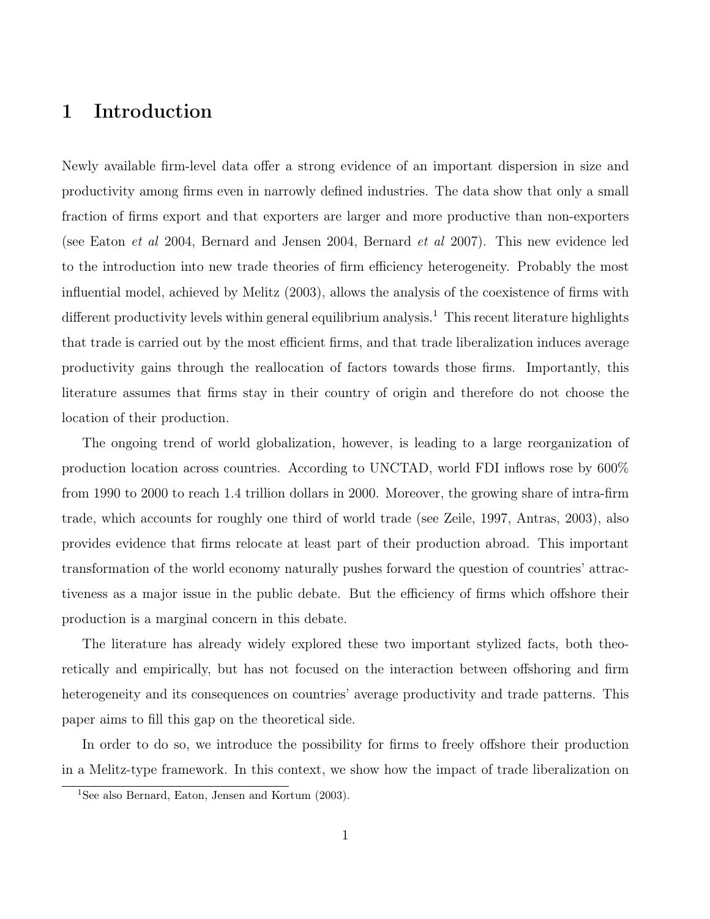# 1 Introduction

Newly available firm-level data offer a strong evidence of an important dispersion in size and productivity among firms even in narrowly defined industries. The data show that only a small fraction of firms export and that exporters are larger and more productive than non-exporters (see Eaton *et al* 2004, Bernard and Jensen 2004, Bernard *et al* 2007). This new evidence led to the introduction into new trade theories of firm efficiency heterogeneity. Probably the most influential model, achieved by Melitz (2003), allows the analysis of the coexistence of firms with different productivity levels within general equilibrium analysis.[1] This recent literature highlights that trade is carried out by the most efficient firms, and that trade liberalization induces average productivity gains through the reallocation of factors towards those firms. Importantly, this literature assumes that firms stay in their country of origin and therefore do not choose the location of their production.

The ongoing trend of world globalization, however, is leading to a large reorganization of production location across countries. According to UNCTAD, world FDI inflows rose by 600% from 1990 to 2000 to reach 1.4 trillion dollars in 2000. Moreover, the growing share of intra-firm trade, which accounts for roughly one third of world trade (see Zeile, 1997, Antras, 2003), also provides evidence that firms relocate at least part of their production abroad. This important transformation of the world economy naturally pushes forward the question of countries' attractiveness as a major issue in the public debate. But the efficiency of firms which offshore their production is a marginal concern in this debate.

The literature has already widely explored these two important stylized facts, both theoretically and empirically, but has not focused on the interaction between offshoring and firm heterogeneity and its consequences on countries' average productivity and trade patterns. This paper aims to fill this gap on the theoretical side.

In order to do so, we introduce the possibility for firms to freely offshore their production in a Melitz-type framework. In this context, we show how the impact of trade liberalization on

[1] See also Bernard, Eaton, Jensen and Kortum (2003).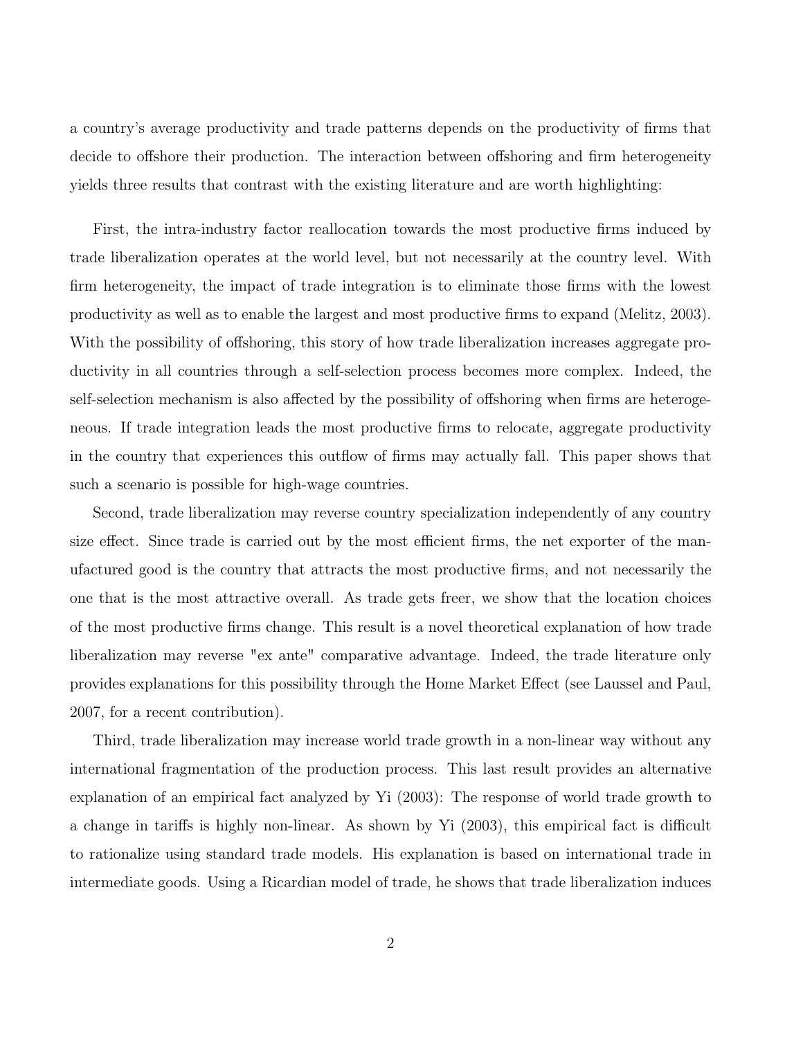a country's average productivity and trade patterns depends on the productivity of firms that decide to offshore their production. The interaction between offshoring and firm heterogeneity yields three results that contrast with the existing literature and are worth highlighting:

First, the intra-industry factor reallocation towards the most productive firms induced by trade liberalization operates at the world level, but not necessarily at the country level. With firm heterogeneity, the impact of trade integration is to eliminate those firms with the lowest productivity as well as to enable the largest and most productive firms to expand (Melitz, 2003). With the possibility of offshoring, this story of how trade liberalization increases aggregate productivity in all countries through a self-selection process becomes more complex. Indeed, the self-selection mechanism is also affected by the possibility of offshoring when firms are heterogeneous. If trade integration leads the most productive firms to relocate, aggregate productivity in the country that experiences this outflow of firms may actually fall. This paper shows that such a scenario is possible for high-wage countries.

Second, trade liberalization may reverse country specialization independently of any country size effect. Since trade is carried out by the most efficient firms, the net exporter of the manufactured good is the country that attracts the most productive firms, and not necessarily the one that is the most attractive overall. As trade gets freer, we show that the location choices of the most productive firms change. This result is a novel theoretical explanation of how trade liberalization may reverse "ex ante" comparative advantage. Indeed, the trade literature only provides explanations for this possibility through the Home Market Effect (see Laussel and Paul, 2007, for a recent contribution).

Third, trade liberalization may increase world trade growth in a non-linear way without any international fragmentation of the production process. This last result provides an alternative explanation of an empirical fact analyzed by Yi (2003): The response of world trade growth to a change in tariffs is highly non-linear. As shown by Yi (2003), this empirical fact is difficult to rationalize using standard trade models. His explanation is based on international trade in intermediate goods. Using a Ricardian model of trade, he shows that trade liberalization induces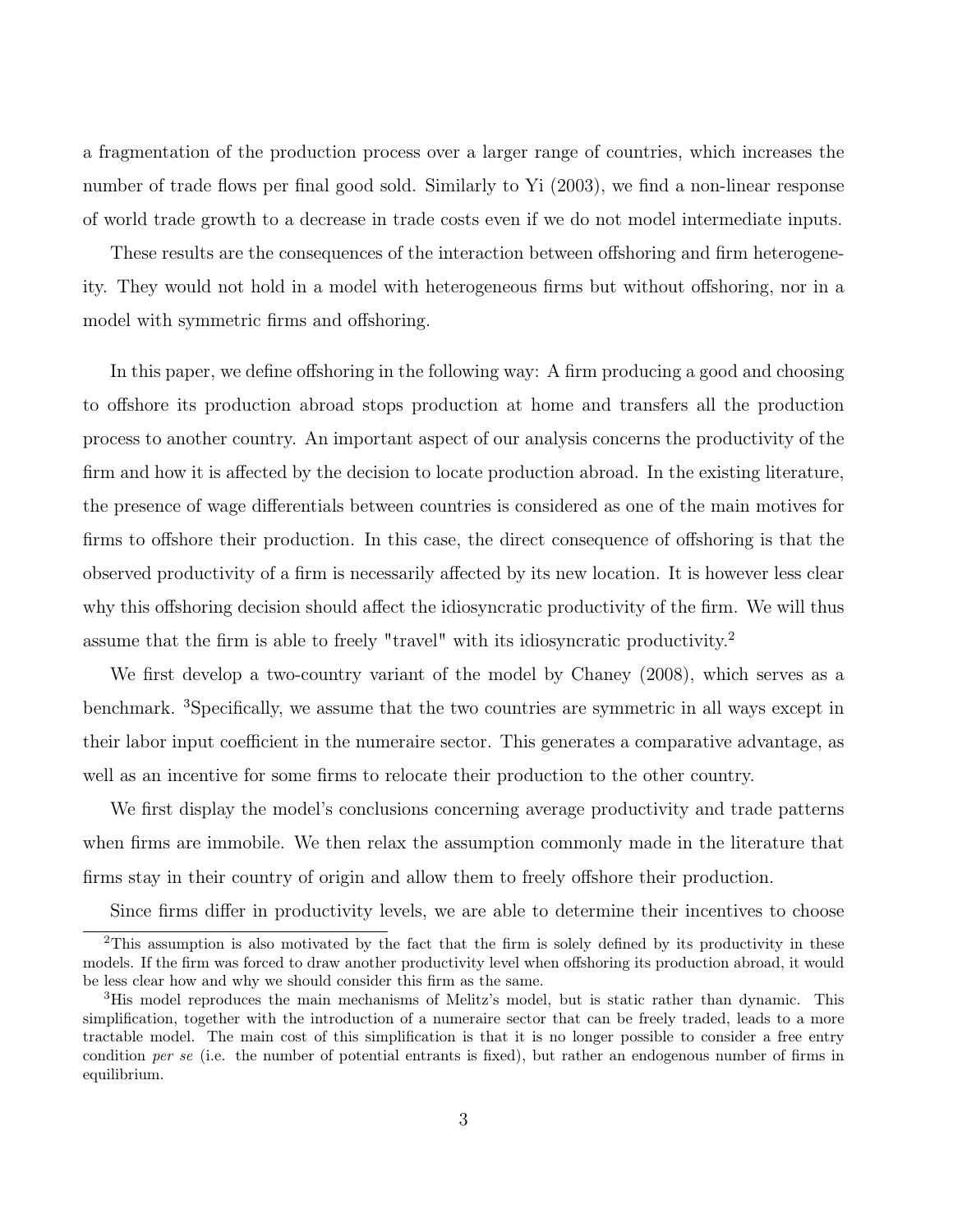a fragmentation of the production process over a larger range of countries, which increases the number of trade flows per final good sold. Similarly to Yi (2003), we find a non-linear response of world trade growth to a decrease in trade costs even if we do not model intermediate inputs.

These results are the consequences of the interaction between offshoring and firm heterogeneity. They would not hold in a model with heterogeneous firms but without offshoring, nor in a model with symmetric firms and offshoring.

In this paper, we define offshoring in the following way: A firm producing a good and choosing to offshore its production abroad stops production at home and transfers all the production process to another country. An important aspect of our analysis concerns the productivity of the firm and how it is affected by the decision to locate production abroad. In the existing literature, the presence of wage differentials between countries is considered as one of the main motives for firms to offshore their production. In this case, the direct consequence of offshoring is that the observed productivity of a firm is necessarily affected by its new location. It is however less clear why this offshoring decision should affect the idiosyncratic productivity of the firm. We will thus assume that the firm is able to freely "travel" with its idiosyncratic productivity.[2]

We first develop a two-country variant of the model by Chaney (2008), which serves as a benchmark. [3]Specifically, we assume that the two countries are symmetric in all ways except in their labor input coefficient in the numeraire sector. This generates a comparative advantage, as well as an incentive for some firms to relocate their production to the other country.

We first display the model's conclusions concerning average productivity and trade patterns when firms are immobile. We then relax the assumption commonly made in the literature that firms stay in their country of origin and allow them to freely offshore their production.

Since firms differ in productivity levels, we are able to determine their incentives to choose

[2]This assumption is also motivated by the fact that the firm is solely defined by its productivity in these models. If the firm was forced to draw another productivity level when offshoring its production abroad, it would be less clear how and why we should consider this firm as the same.

[3]His model reproduces the main mechanisms of Melitz's model, but is static rather than dynamic. This simplification, together with the introduction of a numeraire sector that can be freely traded, leads to a more tractable model. The main cost of this simplification is that it is no longer possible to consider a free entry condition *per se* (i.e. the number of potential entrants is fixed), but rather an endogenous number of firms in equilibrium.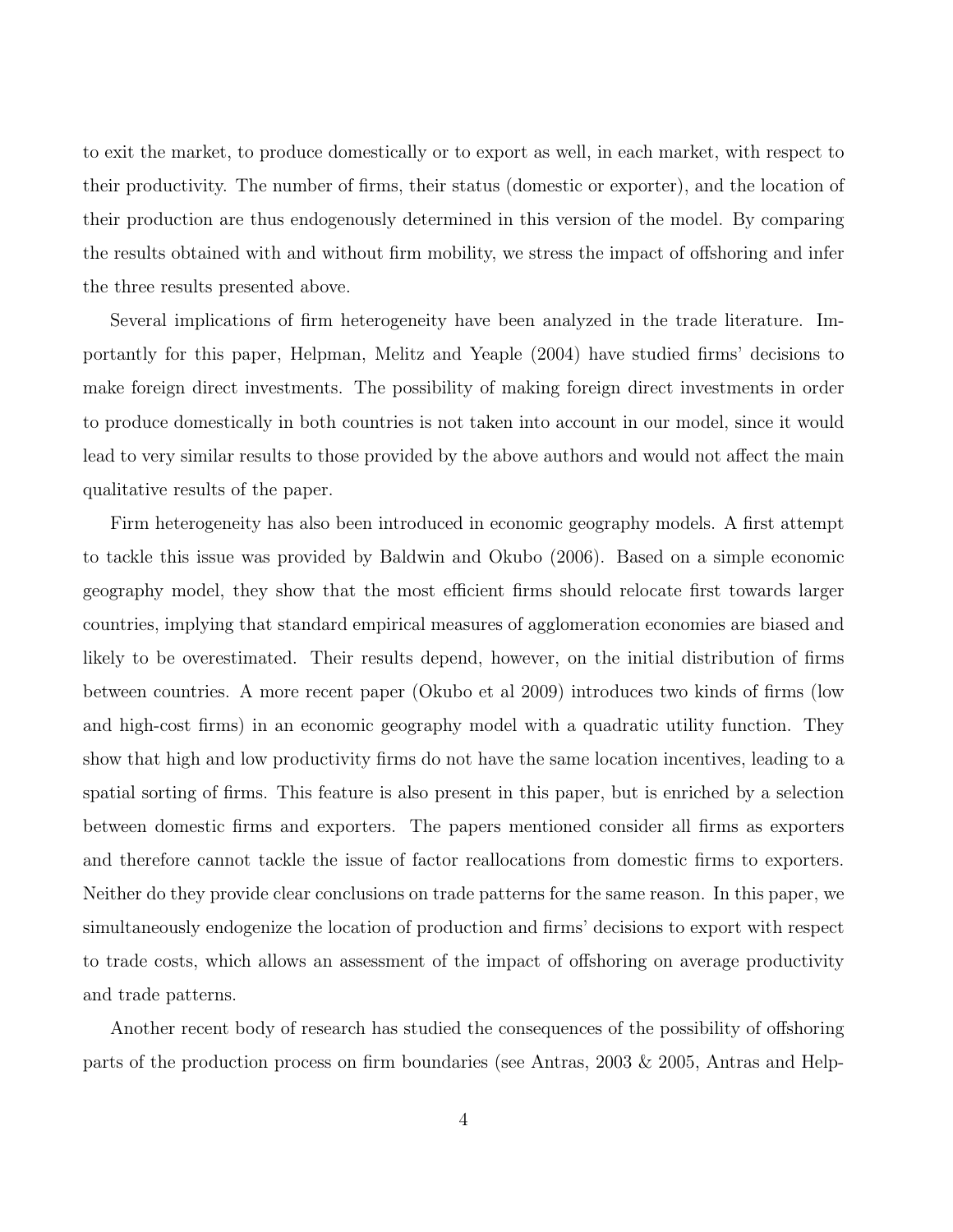to exit the market, to produce domestically or to export as well, in each market, with respect to their productivity. The number of firms, their status (domestic or exporter), and the location of their production are thus endogenously determined in this version of the model. By comparing the results obtained with and without firm mobility, we stress the impact of offshoring and infer the three results presented above.

Several implications of firm heterogeneity have been analyzed in the trade literature. Importantly for this paper, Helpman, Melitz and Yeaple (2004) have studied firms' decisions to make foreign direct investments. The possibility of making foreign direct investments in order to produce domestically in both countries is not taken into account in our model, since it would lead to very similar results to those provided by the above authors and would not affect the main qualitative results of the paper.

Firm heterogeneity has also been introduced in economic geography models. A first attempt to tackle this issue was provided by Baldwin and Okubo (2006). Based on a simple economic geography model, they show that the most efficient firms should relocate first towards larger countries, implying that standard empirical measures of agglomeration economies are biased and likely to be overestimated. Their results depend, however, on the initial distribution of firms between countries. A more recent paper (Okubo et al 2009) introduces two kinds of firms (low and high-cost firms) in an economic geography model with a quadratic utility function. They show that high and low productivity firms do not have the same location incentives, leading to a spatial sorting of firms. This feature is also present in this paper, but is enriched by a selection between domestic firms and exporters. The papers mentioned consider all firms as exporters and therefore cannot tackle the issue of factor reallocations from domestic firms to exporters. Neither do they provide clear conclusions on trade patterns for the same reason. In this paper, we simultaneously endogenize the location of production and firms' decisions to export with respect to trade costs, which allows an assessment of the impact of offshoring on average productivity and trade patterns.

Another recent body of research has studied the consequences of the possibility of offshoring parts of the production process on firm boundaries (see Antras, 2003 & 2005, Antras and Help-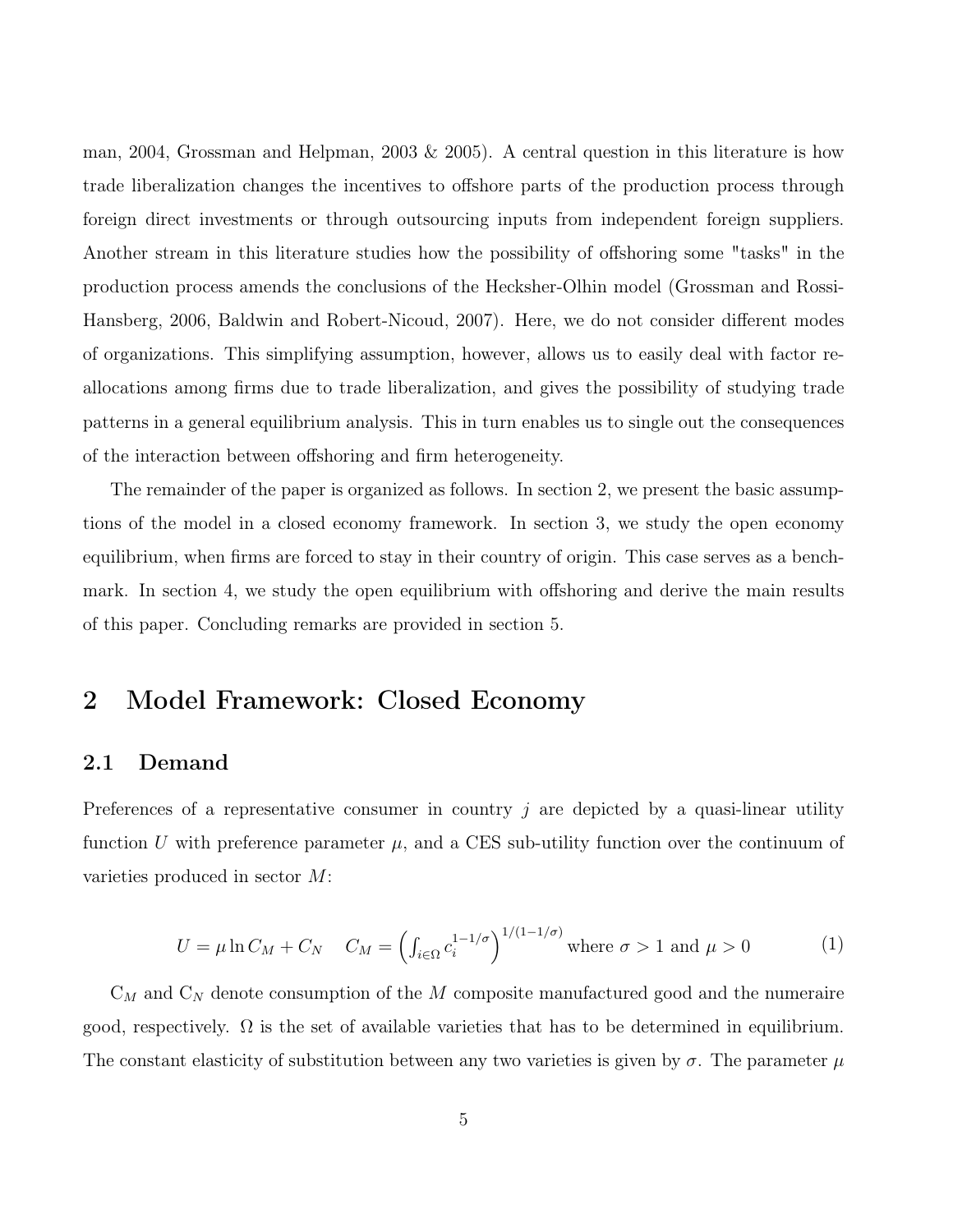man, 2004, Grossman and Helpman, 2003 & 2005). A central question in this literature is how trade liberalization changes the incentives to offshore parts of the production process through foreign direct investments or through outsourcing inputs from independent foreign suppliers. Another stream in this literature studies how the possibility of offshoring some "tasks" in the production process amends the conclusions of the Hecksher-Olhin model (Grossman and Rossi-Hansberg, 2006, Baldwin and Robert-Nicoud, 2007). Here, we do not consider different modes of organizations. This simplifying assumption, however, allows us to easily deal with factor reallocations among firms due to trade liberalization, and gives the possibility of studying trade patterns in a general equilibrium analysis. This in turn enables us to single out the consequences of the interaction between offshoring and firm heterogeneity.

The remainder of the paper is organized as follows. In section 2, we present the basic assumptions of the model in a closed economy framework. In section 3, we study the open economy equilibrium, when firms are forced to stay in their country of origin. This case serves as a benchmark. In section 4, we study the open equilibrium with offshoring and derive the main results of this paper. Concluding remarks are provided in section 5.

# 2 Model Framework: Closed Economy

## 2.1 Demand

Preferences of a representative consumer in country $j$ are depicted by a quasi-linear utility function $U$ with preference parameter $\mu$, and a CES sub-utility function over the continuum of varieties produced in sector $M$:

$$U = \mu \ln C_M + C_N \quad C_M = \left( \int_{i \in \Omega} c_i^{1-1/\sigma} \right)^{1/(1-1/\sigma)} \text{ where } \sigma > 1 \text{ and } \mu > 0 \tag{1}$$

$C_M$ and $C_N$ denote consumption of the $M$ composite manufactured good and the numeraire good, respectively. $\Omega$ is the set of available varieties that has to be determined in equilibrium. The constant elasticity of substitution between any two varieties is given by $\sigma$. The parameter $\mu$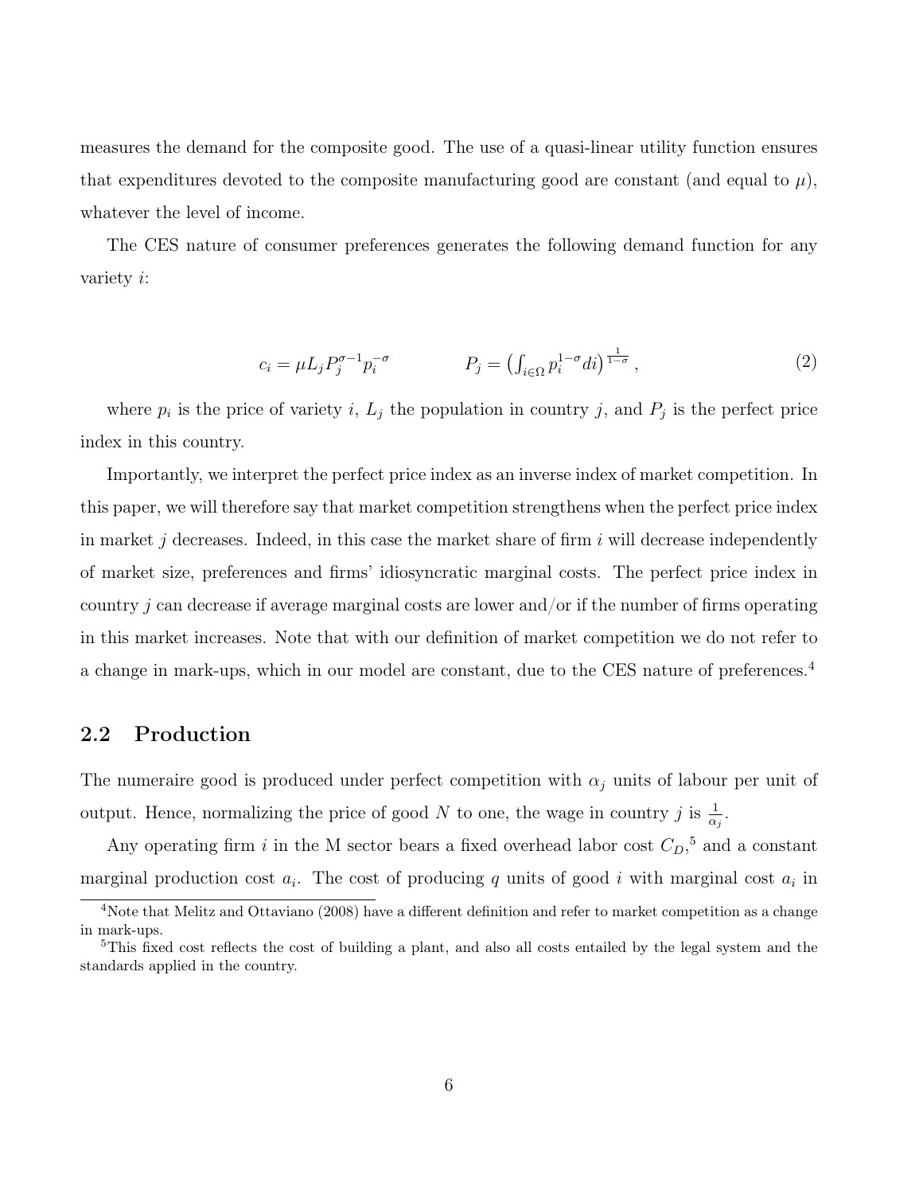measures the demand for the composite good. The use of a quasi-linear utility function ensures that expenditures devoted to the composite manufacturing good are constant (and equal to $\mu$), whatever the level of income.

The CES nature of consumer preferences generates the following demand function for any variety $i$:

$$c_i = \mu L_j P_j^{\sigma-1} p_i^{-\sigma} \qquad\qquad P_j = \left(\int_{i\in\Omega} p_i^{1-\sigma} di\right)^{\frac{1}{1-\sigma}}, \tag{2}$$

where $p_i$ is the price of variety $i$, $L_j$ the population in country $j$, and $P_j$ is the perfect price index in this country.

Importantly, we interpret the perfect price index as an inverse index of market competition. In this paper, we will therefore say that market competition strengthens when the perfect price index in market $j$ decreases. Indeed, in this case the market share of firm $i$ will decrease independently of market size, preferences and firms' idiosyncratic marginal costs. The perfect price index in country $j$ can decrease if average marginal costs are lower and/or if the number of firms operating in this market increases. Note that with our definition of market competition we do not refer to a change in mark-ups, which in our model are constant, due to the CES nature of preferences.[4]

## 2.2 Production

The numeraire good is produced under perfect competition with $\alpha_j$ units of labour per unit of output. Hence, normalizing the price of good $N$ to one, the wage in country $j$ is $\frac{1}{\alpha_j}$.

Any operating firm $i$ in the M sector bears a fixed overhead labor cost $C_D$,[5] and a constant marginal production cost $a_i$. The cost of producing $q$ units of good $i$ with marginal cost $a_i$ in

[4] Note that Melitz and Ottaviano (2008) have a different definition and refer to market competition as a change in mark-ups.

[5] This fixed cost reflects the cost of building a plant, and also all costs entailed by the legal system and the standards applied in the country.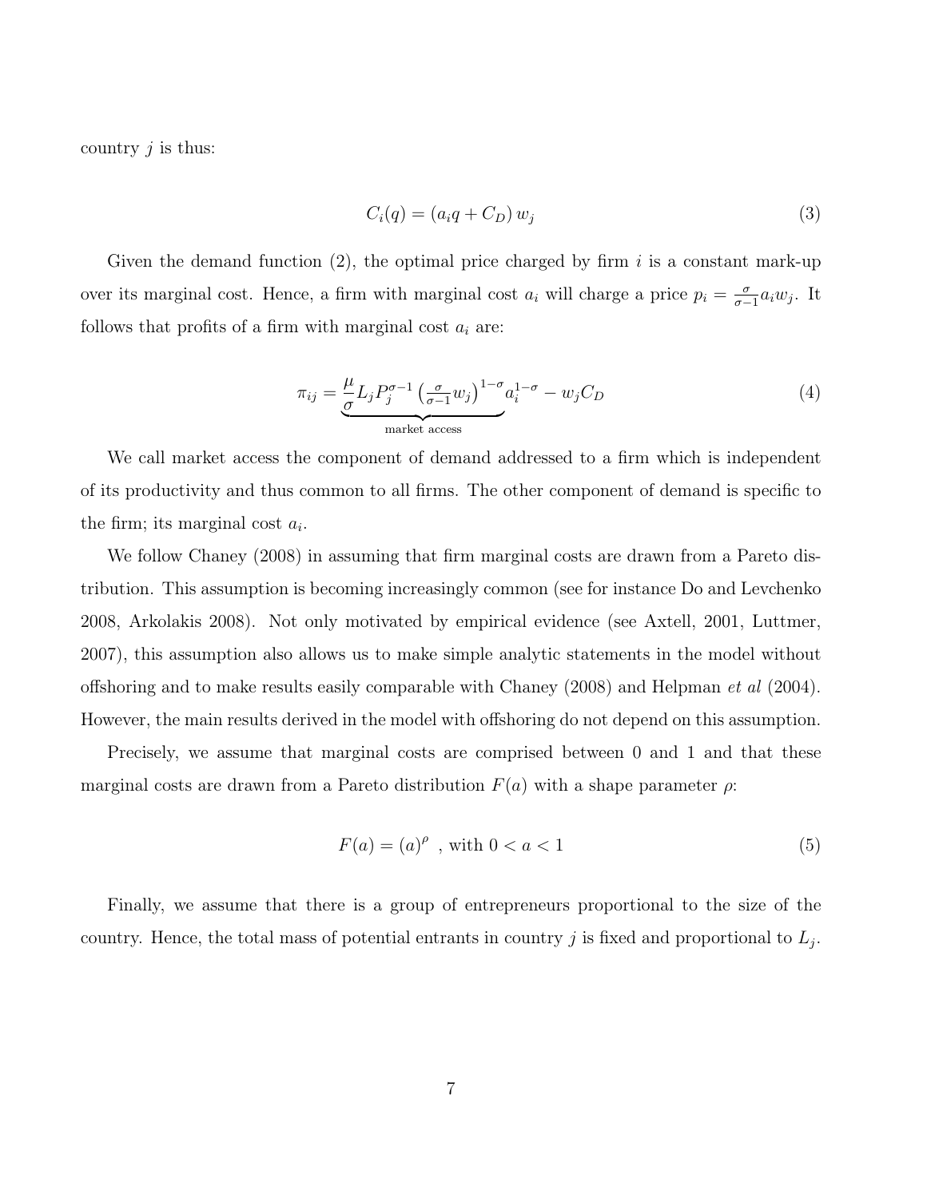country $j$ is thus:

$$C_i(q) = (a_i q + C_D) w_j \tag{3}$$

Given the demand function (2), the optimal price charged by firm $i$ is a constant mark-up over its marginal cost. Hence, a firm with marginal cost $a_i$ will charge a price $p_i = \frac{\sigma}{\sigma-1} a_i w_j$. It follows that profits of a firm with marginal cost $a_i$ are:

$$\pi_{ij} = \underbrace{\frac{\mu}{\sigma} L_j P_j^{\sigma-1} \left(\tfrac{\sigma}{\sigma-1} w_j\right)^{1-\sigma}}_{\text{market access}} a_i^{1-\sigma} - w_j C_D \tag{4}$$

We call market access the component of demand addressed to a firm which is independent of its productivity and thus common to all firms. The other component of demand is specific to the firm; its marginal cost $a_i$.

We follow Chaney (2008) in assuming that firm marginal costs are drawn from a Pareto distribution. This assumption is becoming increasingly common (see for instance Do and Levchenko 2008, Arkolakis 2008). Not only motivated by empirical evidence (see Axtell, 2001, Luttmer, 2007), this assumption also allows us to make simple analytic statements in the model without offshoring and to make results easily comparable with Chaney (2008) and Helpman *et al* (2004). However, the main results derived in the model with offshoring do not depend on this assumption.

Precisely, we assume that marginal costs are comprised between 0 and 1 and that these marginal costs are drawn from a Pareto distribution $F(a)$ with a shape parameter $\rho$:

$$F(a) = (a)^{\rho} \ \text{, with } 0 < a < 1 \tag{5}$$

Finally, we assume that there is a group of entrepreneurs proportional to the size of the country. Hence, the total mass of potential entrants in country $j$ is fixed and proportional to $L_j$.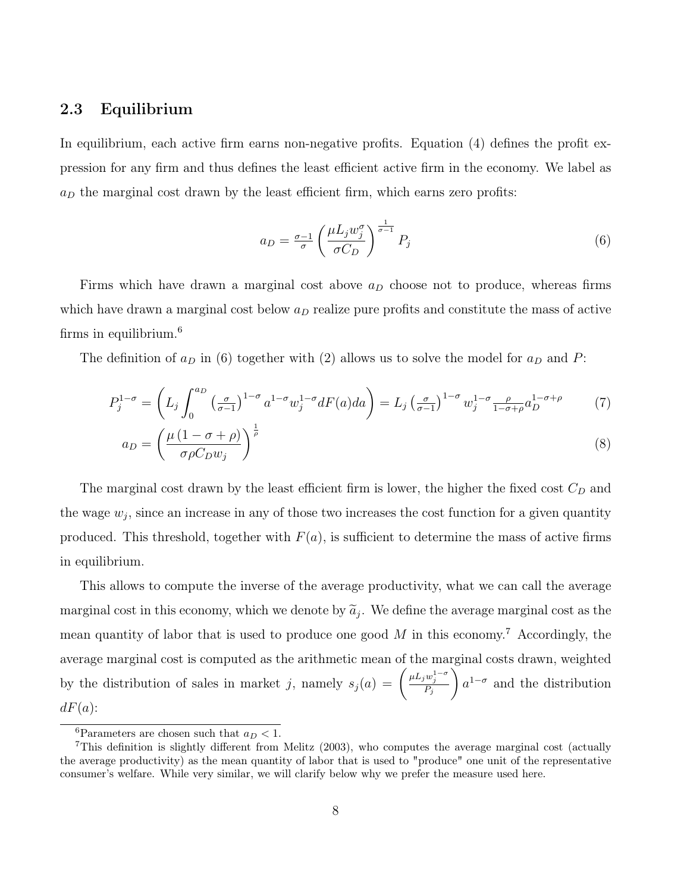### 2.3 Equilibrium

In equilibrium, each active firm earns non-negative profits. Equation (4) defines the profit expression for any firm and thus defines the least efficient active firm in the economy. We label as $a_D$ the marginal cost drawn by the least efficient firm, which earns zero profits:

$$a_D = \tfrac{\sigma-1}{\sigma} \left( \frac{\mu L_j w_j^{\sigma}}{\sigma C_D} \right)^{\frac{1}{\sigma-1}} P_j \tag{6}$$

Firms which have drawn a marginal cost above $a_D$ choose not to produce, whereas firms which have drawn a marginal cost below $a_D$ realize pure profits and constitute the mass of active firms in equilibrium.[6]

The definition of $a_D$ in (6) together with (2) allows us to solve the model for $a_D$ and $P$:

$$P_j^{1-\sigma} = \left( L_j \int_0^{a_D} \left(\tfrac{\sigma}{\sigma-1}\right)^{1-\sigma} a^{1-\sigma} w_j^{1-\sigma} dF(a) da \right) = L_j \left(\tfrac{\sigma}{\sigma-1}\right)^{1-\sigma} w_j^{1-\sigma} \tfrac{\rho}{1-\sigma+\rho} a_D^{1-\sigma+\rho} \tag{7}$$

$$a_D = \left( \frac{\mu \left(1-\sigma+\rho\right)}{\sigma \rho C_D w_j} \right)^{\frac{1}{\rho}} \tag{8}$$

The marginal cost drawn by the least efficient firm is lower, the higher the fixed cost $C_D$ and the wage $w_j$, since an increase in any of those two increases the cost function for a given quantity produced. This threshold, together with $F(a)$, is sufficient to determine the mass of active firms in equilibrium.

This allows to compute the inverse of the average productivity, what we can call the average marginal cost in this economy, which we denote by $\widetilde{a}_j$. We define the average marginal cost as the mean quantity of labor that is used to produce one good $M$ in this economy.[7] Accordingly, the average marginal cost is computed as the arithmetic mean of the marginal costs drawn, weighted by the distribution of sales in market $j$, namely $s_j(a) = \left( \frac{\mu L_j w_j^{1-\sigma}}{P_j} \right) a^{1-\sigma}$ and the distribution $dF(a)$:

---

[6] Parameters are chosen such that $a_D < 1$.

[7] This definition is slightly different from Melitz (2003), who computes the average marginal cost (actually the average productivity) as the mean quantity of labor that is used to "produce" one unit of the representative consumer's welfare. While very similar, we will clarify below why we prefer the measure used here.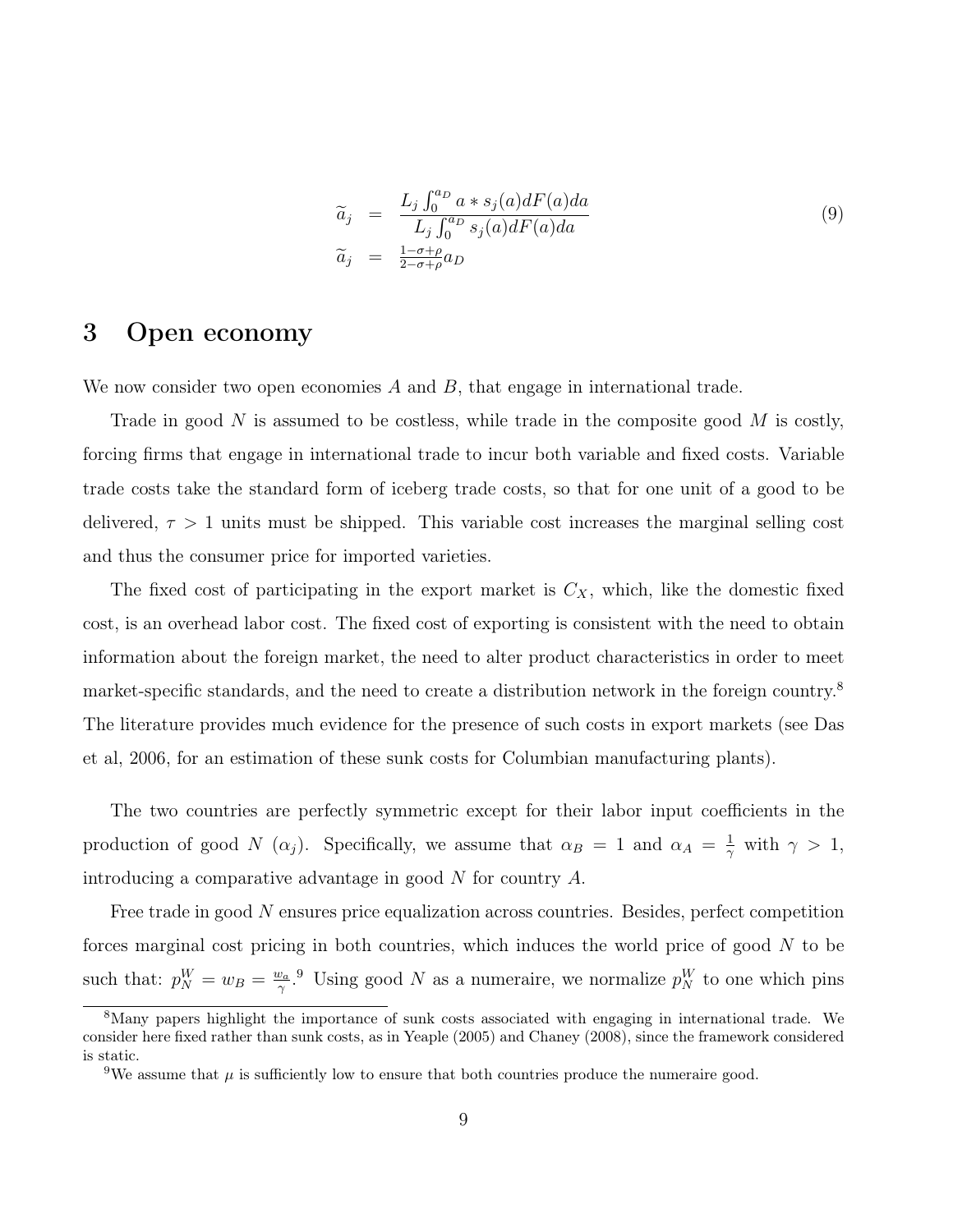$$
\begin{aligned}
\widetilde{a}_j &= \frac{L_j \int_0^{a_D} a * s_j(a) dF(a) da}{L_j \int_0^{a_D} s_j(a) dF(a) da} \\
\widetilde{a}_j &= \tfrac{1-\sigma+\rho}{2-\sigma+\rho} a_D
\end{aligned}
\tag{9}
$$

# 3 Open economy

We now consider two open economies $A$ and $B$, that engage in international trade.

Trade in good $N$ is assumed to be costless, while trade in the composite good $M$ is costly, forcing firms that engage in international trade to incur both variable and fixed costs. Variable trade costs take the standard form of iceberg trade costs, so that for one unit of a good to be delivered, $\tau > 1$ units must be shipped. This variable cost increases the marginal selling cost and thus the consumer price for imported varieties.

The fixed cost of participating in the export market is $C_X$, which, like the domestic fixed cost, is an overhead labor cost. The fixed cost of exporting is consistent with the need to obtain information about the foreign market, the need to alter product characteristics in order to meet market-specific standards, and the need to create a distribution network in the foreign country.[8] The literature provides much evidence for the presence of such costs in export markets (see Das et al, 2006, for an estimation of these sunk costs for Columbian manufacturing plants).

The two countries are perfectly symmetric except for their labor input coefficients in the production of good $N$ ($\alpha_j$). Specifically, we assume that $\alpha_B = 1$ and $\alpha_A = \frac{1}{\gamma}$ with $\gamma > 1$, introducing a comparative advantage in good $N$ for country $A$.

Free trade in good $N$ ensures price equalization across countries. Besides, perfect competition forces marginal cost pricing in both countries, which induces the world price of good $N$ to be such that: $p_N^W = w_B = \frac{w_a}{\gamma}$.[9] Using good $N$ as a numeraire, we normalize $p_N^W$ to one which pins

[8] Many papers highlight the importance of sunk costs associated with engaging in international trade. We consider here fixed rather than sunk costs, as in Yeaple (2005) and Chaney (2008), since the framework considered is static.

[9] We assume that $\mu$ is sufficiently low to ensure that both countries produce the numeraire good.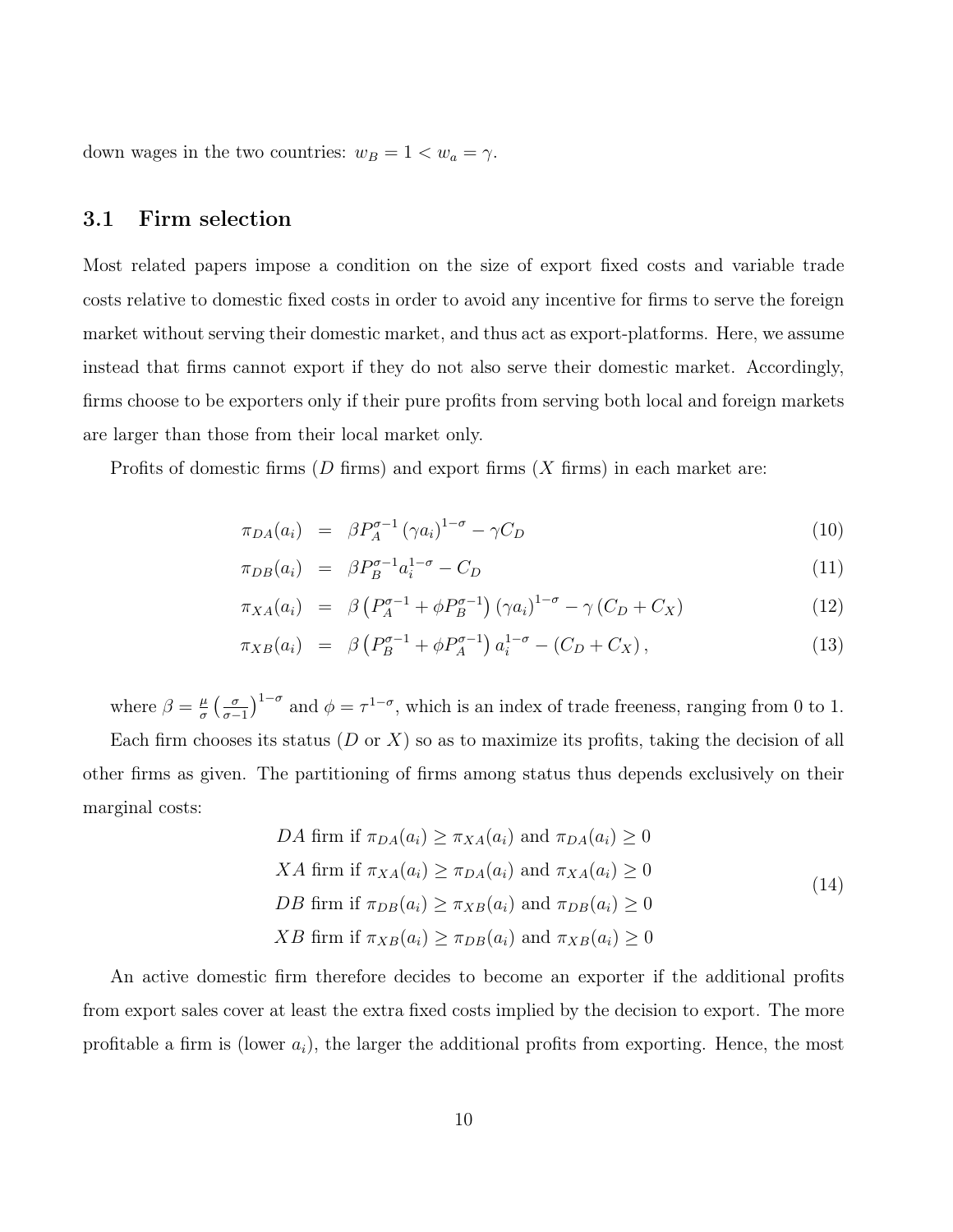down wages in the two countries: $w_B = 1 < w_a = \gamma$.

### 3.1 Firm selection

Most related papers impose a condition on the size of export fixed costs and variable trade costs relative to domestic fixed costs in order to avoid any incentive for firms to serve the foreign market without serving their domestic market, and thus act as export-platforms. Here, we assume instead that firms cannot export if they do not also serve their domestic market. Accordingly, firms choose to be exporters only if their pure profits from serving both local and foreign markets are larger than those from their local market only.

Profits of domestic firms ($D$ firms) and export firms ($X$ firms) in each market are:

$$\pi_{DA}(a_i) = \beta P_A^{\sigma-1} (\gamma a_i)^{1-\sigma} - \gamma C_D \tag{10}$$

$$\pi_{DB}(a_i) = \beta P_B^{\sigma-1} a_i^{1-\sigma} - C_D \tag{11}$$

$$\pi_{XA}(a_i) = \beta \left(P_A^{\sigma-1} + \phi P_B^{\sigma-1}\right) (\gamma a_i)^{1-\sigma} - \gamma \left(C_D + C_X\right) \tag{12}$$

$$\pi_{XB}(a_i) = \beta \left(P_B^{\sigma-1} + \phi P_A^{\sigma-1}\right) a_i^{1-\sigma} - \left(C_D + C_X\right), \tag{13}$$

where $\beta = \frac{\mu}{\sigma}\left(\frac{\sigma}{\sigma-1}\right)^{1-\sigma}$ and $\phi = \tau^{1-\sigma}$, which is an index of trade freeness, ranging from 0 to 1.

Each firm chooses its status ($D$ or $X$) so as to maximize its profits, taking the decision of all other firms as given. The partitioning of firms among status thus depends exclusively on their marginal costs:

$$\begin{aligned}
&DA \text{ firm if } \pi_{DA}(a_i) \geq \pi_{XA}(a_i) \text{ and } \pi_{DA}(a_i) \geq 0 \\
&XA \text{ firm if } \pi_{XA}(a_i) \geq \pi_{DA}(a_i) \text{ and } \pi_{XA}(a_i) \geq 0 \\
&DB \text{ firm if } \pi_{DB}(a_i) \geq \pi_{XB}(a_i) \text{ and } \pi_{DB}(a_i) \geq 0 \\
&XB \text{ firm if } \pi_{XB}(a_i) \geq \pi_{DB}(a_i) \text{ and } \pi_{XB}(a_i) \geq 0
\end{aligned} \tag{14}$$

An active domestic firm therefore decides to become an exporter if the additional profits from export sales cover at least the extra fixed costs implied by the decision to export. The more profitable a firm is (lower $a_i$), the larger the additional profits from exporting. Hence, the most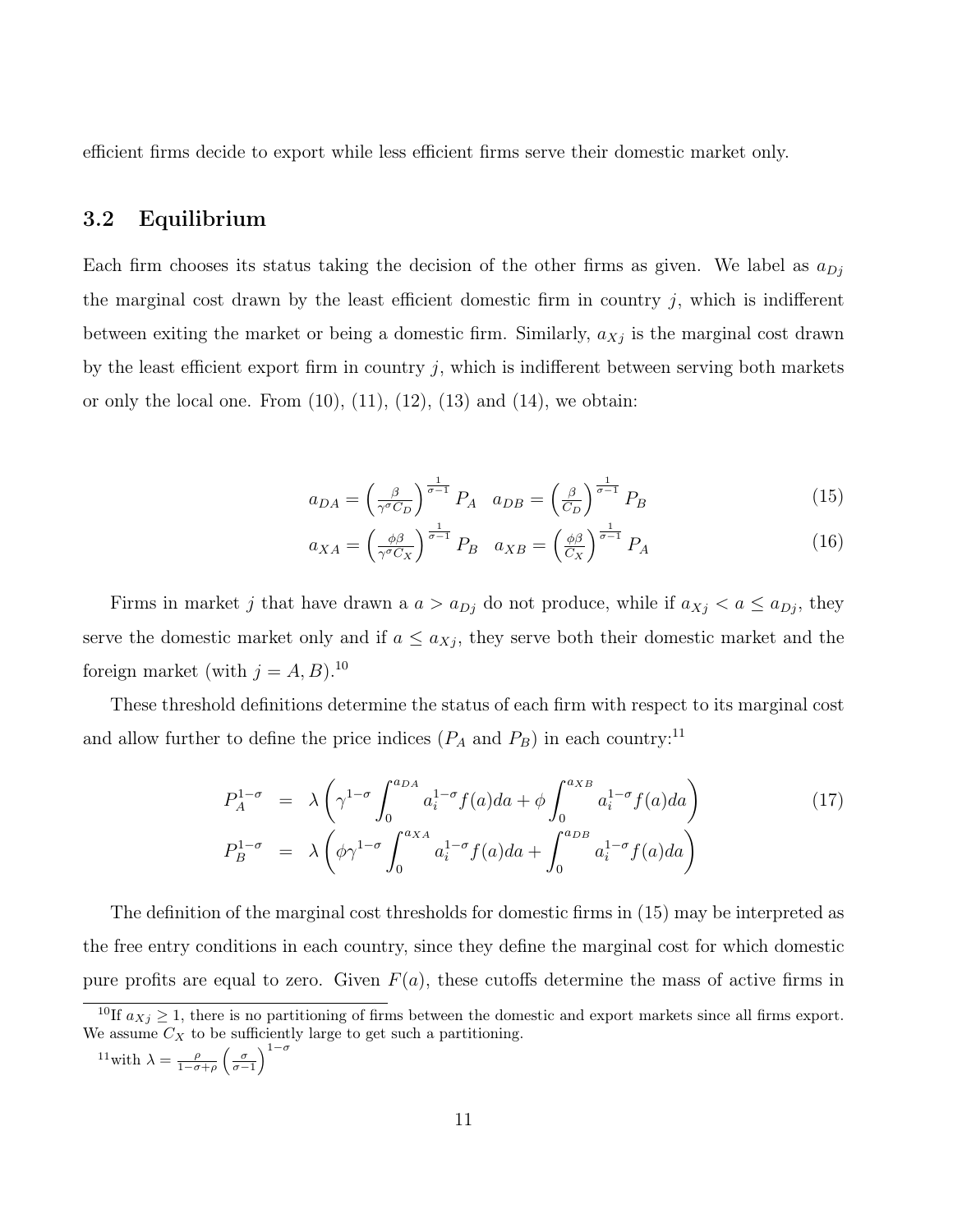efficient firms decide to export while less efficient firms serve their domestic market only.

## 3.2 Equilibrium

Each firm chooses its status taking the decision of the other firms as given. We label as $a_{Dj}$ the marginal cost drawn by the least efficient domestic firm in country $j$, which is indifferent between exiting the market or being a domestic firm. Similarly, $a_{Xj}$ is the marginal cost drawn by the least efficient export firm in country $j$, which is indifferent between serving both markets or only the local one. From (10), (11), (12), (13) and (14), we obtain:

$$a_{DA} = \left(\frac{\beta}{\gamma^{\sigma} C_D}\right)^{\frac{1}{\sigma-1}} P_A \quad a_{DB} = \left(\frac{\beta}{C_D}\right)^{\frac{1}{\sigma-1}} P_B \tag{15}$$

$$a_{XA} = \left(\frac{\phi\beta}{\gamma^{\sigma} C_X}\right)^{\frac{1}{\sigma-1}} P_B \quad a_{XB} = \left(\frac{\phi\beta}{C_X}\right)^{\frac{1}{\sigma-1}} P_A \tag{16}$$

Firms in market $j$ that have drawn a $a > a_{Dj}$ do not produce, while if $a_{Xj} < a \leq a_{Dj}$, they serve the domestic market only and if $a \leq a_{Xj}$, they serve both their domestic market and the foreign market (with $j = A, B$).[10]

These threshold definitions determine the status of each firm with respect to its marginal cost and allow further to define the price indices ($P_A$ and $P_B$) in each country:[11]

$$\begin{aligned} P_A^{1-\sigma} &= \lambda\left(\gamma^{1-\sigma}\int_0^{a_{DA}} a_i^{1-\sigma} f(a)da + \phi\int_0^{a_{XB}} a_i^{1-\sigma} f(a)da\right) \\ P_B^{1-\sigma} &= \lambda\left(\phi\gamma^{1-\sigma}\int_0^{a_{XA}} a_i^{1-\sigma} f(a)da + \int_0^{a_{DB}} a_i^{1-\sigma} f(a)da\right) \end{aligned} \tag{17}$$

The definition of the marginal cost thresholds for domestic firms in (15) may be interpreted as the free entry conditions in each country, since they define the marginal cost for which domestic pure profits are equal to zero. Given $F(a)$, these cutoffs determine the mass of active firms in

[10] If $a_{Xj} \geq 1$, there is no partitioning of firms between the domestic and export markets since all firms export. We assume $C_X$ to be sufficiently large to get such a partitioning.

[11] with $\lambda = \frac{\rho}{1-\sigma+\rho}\left(\frac{\sigma}{\sigma-1}\right)^{1-\sigma}$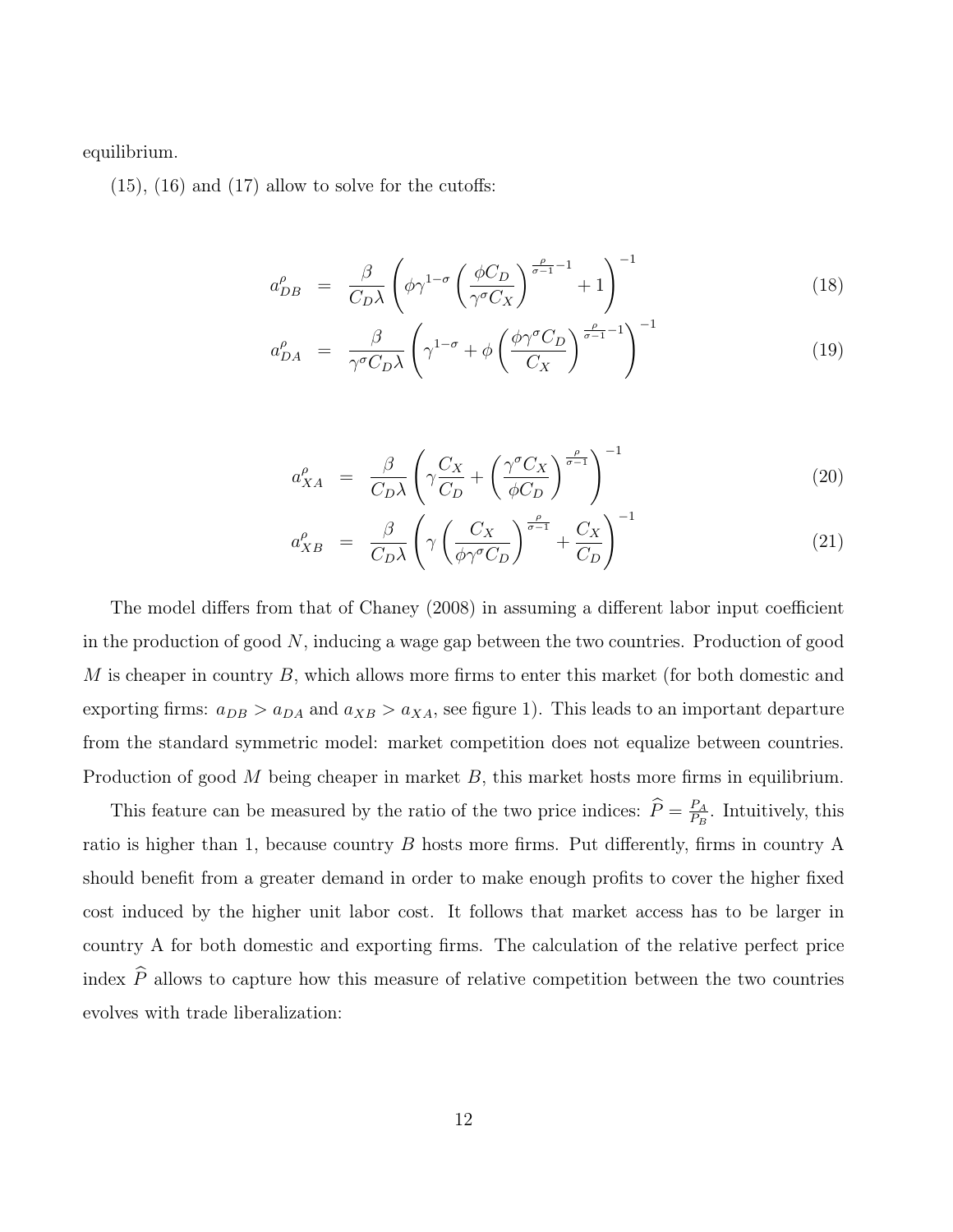equilibrium.

(15), (16) and (17) allow to solve for the cutoffs:

$$a_{DB}^{\rho} = \frac{\beta}{C_D \lambda} \left( \phi \gamma^{1-\sigma} \left( \frac{\phi C_D}{\gamma^{\sigma} C_X} \right)^{\frac{\rho}{\sigma-1}-1} + 1 \right)^{-1} \tag{18}$$

$$a_{DA}^{\rho} = \frac{\beta}{\gamma^{\sigma} C_D \lambda} \left( \gamma^{1-\sigma} + \phi \left( \frac{\phi \gamma^{\sigma} C_D}{C_X} \right)^{\frac{\rho}{\sigma-1}-1} \right)^{-1} \tag{19}$$

$$a_{XA}^{\rho} = \frac{\beta}{C_D \lambda} \left( \gamma \frac{C_X}{C_D} + \left( \frac{\gamma^{\sigma} C_X}{\phi C_D} \right)^{\frac{\rho}{\sigma-1}} \right)^{-1} \tag{20}$$

$$a_{XB}^{\rho} = \frac{\beta}{C_D \lambda} \left( \gamma \left( \frac{C_X}{\phi \gamma^{\sigma} C_D} \right)^{\frac{\rho}{\sigma-1}} + \frac{C_X}{C_D} \right)^{-1} \tag{21}$$

The model differs from that of Chaney (2008) in assuming a different labor input coefficient in the production of good $N$, inducing a wage gap between the two countries. Production of good $M$ is cheaper in country $B$, which allows more firms to enter this market (for both domestic and exporting firms: $a_{DB} > a_{DA}$ and $a_{XB} > a_{XA}$, see figure 1). This leads to an important departure from the standard symmetric model: market competition does not equalize between countries. Production of good $M$ being cheaper in market $B$, this market hosts more firms in equilibrium.

This feature can be measured by the ratio of the two price indices: $\widehat{P} = \frac{P_A}{P_B}$. Intuitively, this ratio is higher than 1, because country $B$ hosts more firms. Put differently, firms in country A should benefit from a greater demand in order to make enough profits to cover the higher fixed cost induced by the higher unit labor cost. It follows that market access has to be larger in country A for both domestic and exporting firms. The calculation of the relative perfect price index $\widehat{P}$ allows to capture how this measure of relative competition between the two countries evolves with trade liberalization: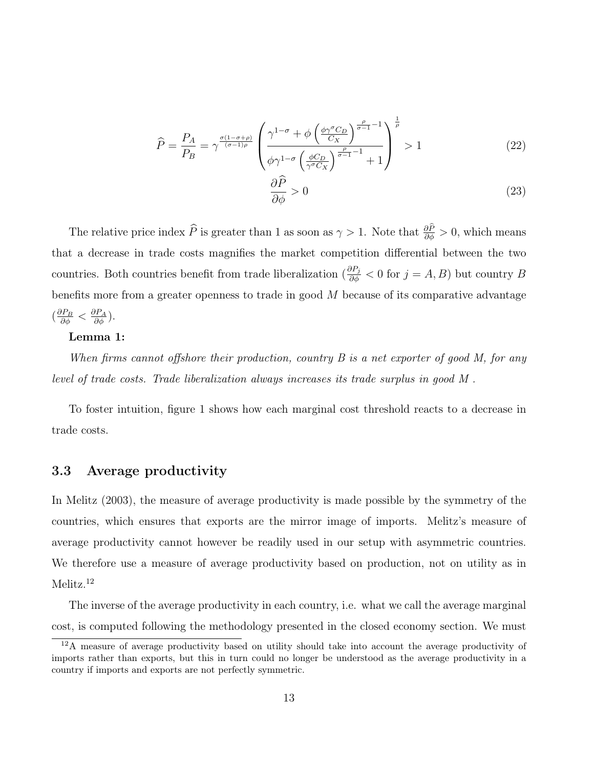$$\widehat{P} = \frac{P_A}{P_B} = \gamma^{\frac{\sigma(1-\sigma+\rho)}{(\sigma-1)\rho}} \left( \frac{\gamma^{1-\sigma} + \phi \left( \frac{\phi \gamma^{\sigma} C_D}{C_X} \right)^{\frac{\rho}{\sigma-1}-1}}{\phi \gamma^{1-\sigma} \left( \frac{\phi C_D}{\gamma^{\sigma} C_X} \right)^{\frac{\rho}{\sigma-1}-1} + 1} \right)^{\frac{1}{\rho}} > 1 \tag{22}$$

$$\frac{\partial \widehat{P}}{\partial \phi} > 0 \tag{23}$$

The relative price index $\widehat{P}$ is greater than 1 as soon as $\gamma > 1$. Note that $\frac{\partial \widehat{P}}{\partial \phi} > 0$, which means that a decrease in trade costs magnifies the market competition differential between the two countries. Both countries benefit from trade liberalization ($\frac{\partial P_j}{\partial \phi} < 0$ for $j = A, B$) but country $B$ benefits more from a greater openness to trade in good $M$ because of its comparative advantage ($\frac{\partial P_B}{\partial \phi} < \frac{\partial P_A}{\partial \phi}$).

**Lemma 1:**

*When firms cannot offshore their production, country B is a net exporter of good M, for any level of trade costs. Trade liberalization always increases its trade surplus in good M .*

To foster intuition, figure 1 shows how each marginal cost threshold reacts to a decrease in trade costs.

### 3.3 Average productivity

In Melitz (2003), the measure of average productivity is made possible by the symmetry of the countries, which ensures that exports are the mirror image of imports. Melitz's measure of average productivity cannot however be readily used in our setup with asymmetric countries. We therefore use a measure of average productivity based on production, not on utility as in Melitz.[12]

The inverse of the average productivity in each country, i.e. what we call the average marginal cost, is computed following the methodology presented in the closed economy section. We must

[12] A measure of average productivity based on utility should take into account the average productivity of imports rather than exports, but this in turn could no longer be understood as the average productivity in a country if imports and exports are not perfectly symmetric.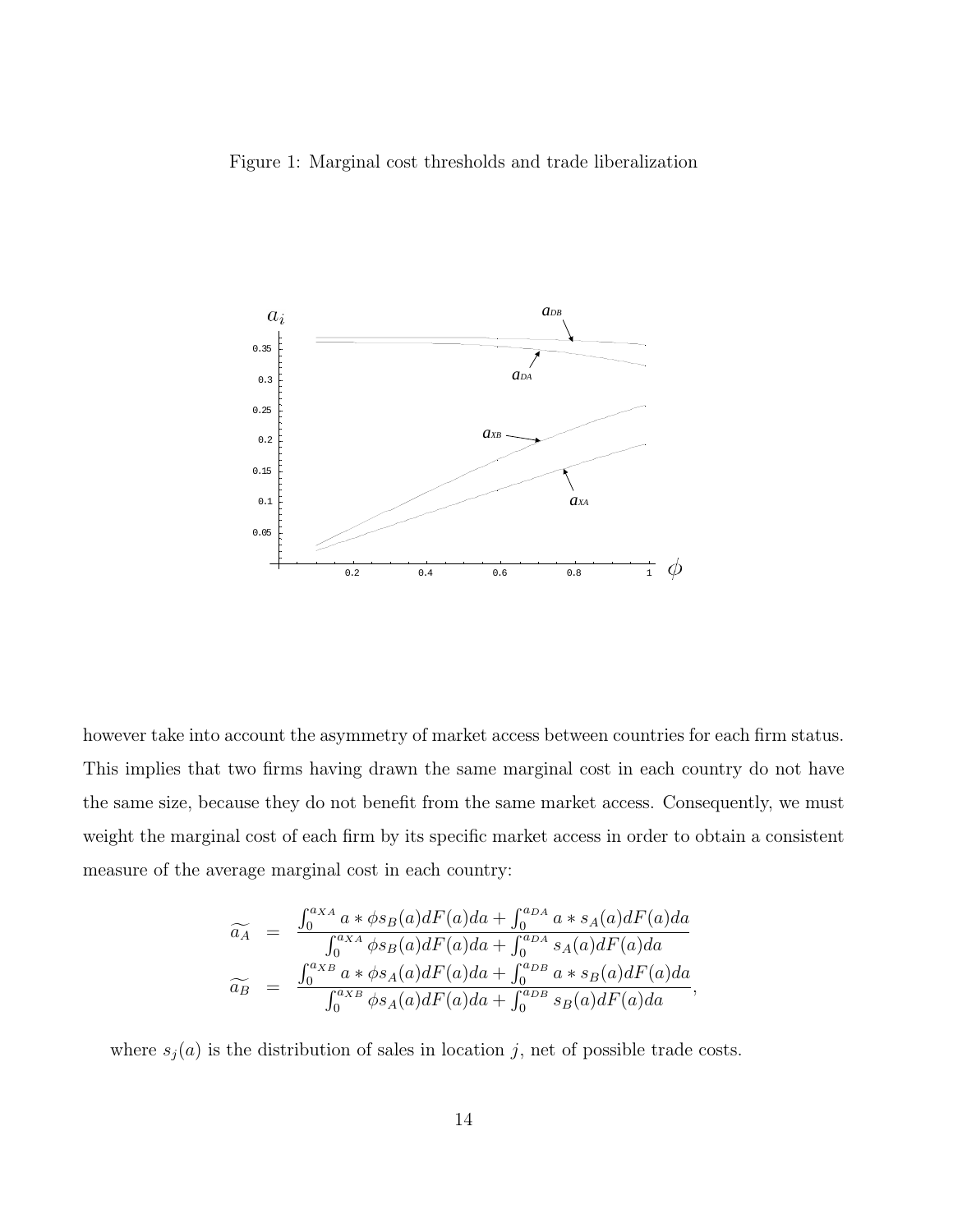Figure 1: Marginal cost thresholds and trade liberalization

however take into account the asymmetry of market access between countries for each firm status. This implies that two firms having drawn the same marginal cost in each country do not have the same size, because they do not benefit from the same market access. Consequently, we must weight the marginal cost of each firm by its specific market access in order to obtain a consistent measure of the average marginal cost in each country:

$$
\begin{aligned}
\widetilde{a_A} &= \frac{\int_0^{a_{XA}} a * \phi s_B(a) dF(a) da + \int_0^{a_{DA}} a * s_A(a) dF(a) da}{\int_0^{a_{XA}} \phi s_B(a) dF(a) da + \int_0^{a_{DA}} s_A(a) dF(a) da} \\
\widetilde{a_B} &= \frac{\int_0^{a_{XB}} a * \phi s_A(a) dF(a) da + \int_0^{a_{DB}} a * s_B(a) dF(a) da}{\int_0^{a_{XB}} \phi s_A(a) dF(a) da + \int_0^{a_{DB}} s_B(a) dF(a) da},
\end{aligned}
$$

where $s_j(a)$ is the distribution of sales in location $j$, net of possible trade costs.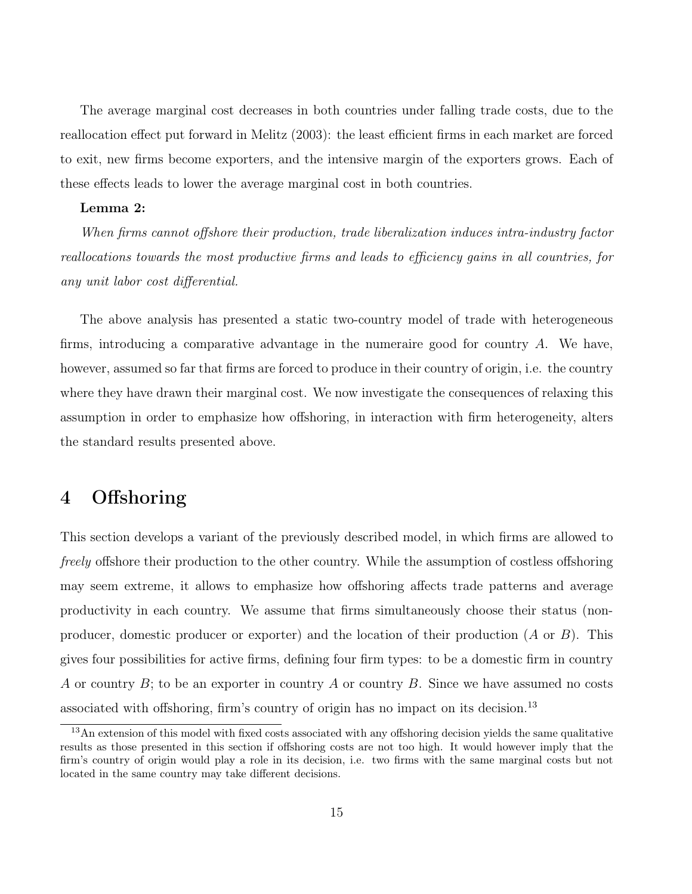The average marginal cost decreases in both countries under falling trade costs, due to the reallocation effect put forward in Melitz (2003): the least efficient firms in each market are forced to exit, new firms become exporters, and the intensive margin of the exporters grows. Each of these effects leads to lower the average marginal cost in both countries.

**Lemma 2:**

*When firms cannot offshore their production, trade liberalization induces intra-industry factor reallocations towards the most productive firms and leads to efficiency gains in all countries, for any unit labor cost differential.*

The above analysis has presented a static two-country model of trade with heterogeneous firms, introducing a comparative advantage in the numeraire good for country $A$. We have, however, assumed so far that firms are forced to produce in their country of origin, i.e. the country where they have drawn their marginal cost. We now investigate the consequences of relaxing this assumption in order to emphasize how offshoring, in interaction with firm heterogeneity, alters the standard results presented above.

# 4 Offshoring

This section develops a variant of the previously described model, in which firms are allowed to *freely* offshore their production to the other country. While the assumption of costless offshoring may seem extreme, it allows to emphasize how offshoring affects trade patterns and average productivity in each country. We assume that firms simultaneously choose their status (non-producer, domestic producer or exporter) and the location of their production ($A$ or $B$). This gives four possibilities for active firms, defining four firm types: to be a domestic firm in country $A$ or country $B$; to be an exporter in country $A$ or country $B$. Since we have assumed no costs associated with offshoring, firm's country of origin has no impact on its decision.[13]

[13] An extension of this model with fixed costs associated with any offshoring decision yields the same qualitative results as those presented in this section if offshoring costs are not too high. It would however imply that the firm's country of origin would play a role in its decision, i.e. two firms with the same marginal costs but not located in the same country may take different decisions.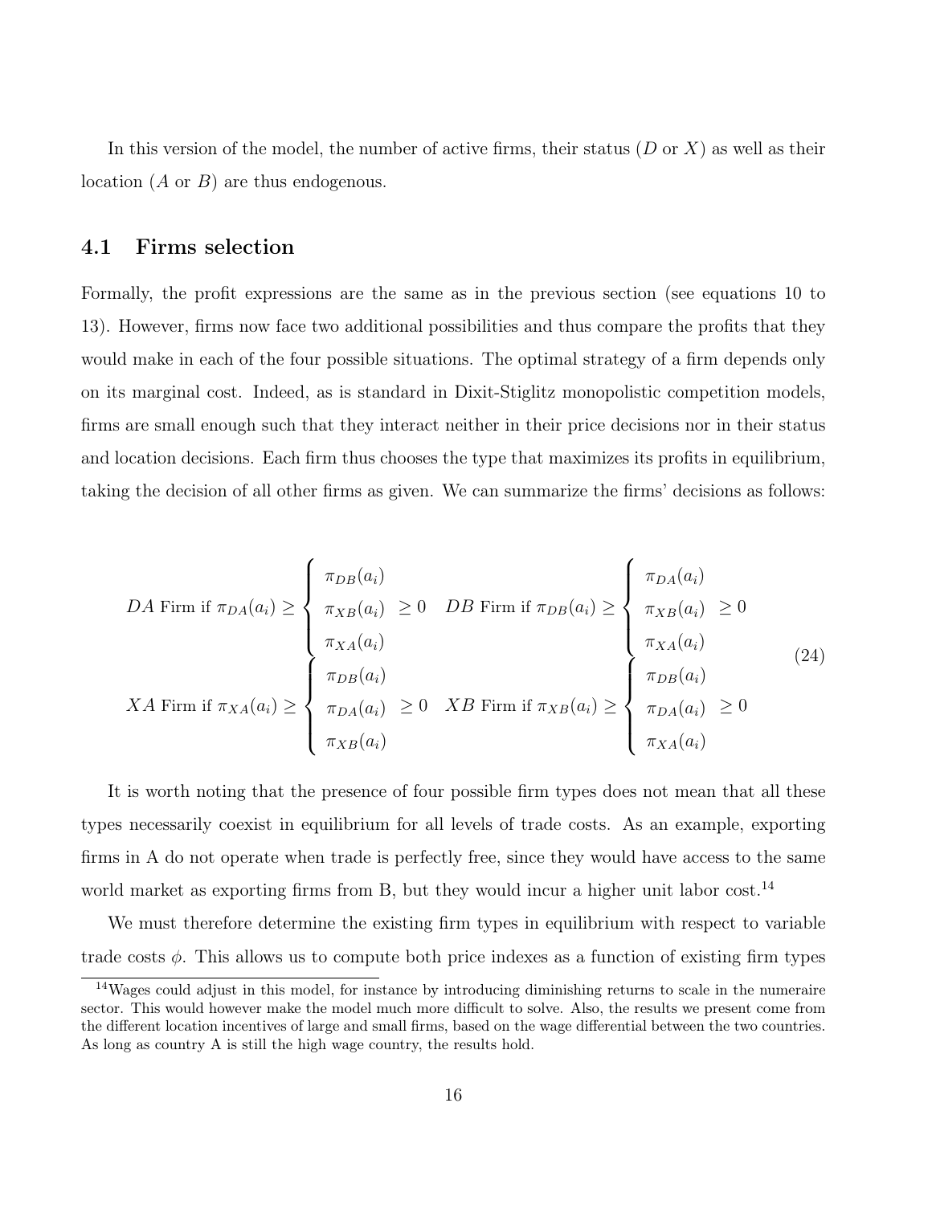In this version of the model, the number of active firms, their status ($D$ or $X$) as well as their location ($A$ or $B$) are thus endogenous.

## 4.1 Firms selection

Formally, the profit expressions are the same as in the previous section (see equations 10 to 13). However, firms now face two additional possibilities and thus compare the profits that they would make in each of the four possible situations. The optimal strategy of a firm depends only on its marginal cost. Indeed, as is standard in Dixit-Stiglitz monopolistic competition models, firms are small enough such that they interact neither in their price decisions nor in their status and location decisions. Each firm thus chooses the type that maximizes its profits in equilibrium, taking the decision of all other firms as given. We can summarize the firms' decisions as follows:

$$
\begin{array}{ll}
DA \text{ Firm if } \pi_{DA}(a_i) \geq \left\{ \begin{array}{l} \pi_{DB}(a_i) \\ \pi_{XB}(a_i) \\ \pi_{XA}(a_i) \end{array} \right. \geq 0 & DB \text{ Firm if } \pi_{DB}(a_i) \geq \left\{ \begin{array}{l} \pi_{DA}(a_i) \\ \pi_{XB}(a_i) \\ \pi_{XA}(a_i) \end{array} \right. \geq 0 \\
XA \text{ Firm if } \pi_{XA}(a_i) \geq \left\{ \begin{array}{l} \pi_{DB}(a_i) \\ \pi_{DA}(a_i) \\ \pi_{XB}(a_i) \end{array} \right. \geq 0 & XB \text{ Firm if } \pi_{XB}(a_i) \geq \left\{ \begin{array}{l} \pi_{DB}(a_i) \\ \pi_{DA}(a_i) \\ \pi_{XA}(a_i) \end{array} \right. \geq 0
\end{array}
\tag{24}
$$

It is worth noting that the presence of four possible firm types does not mean that all these types necessarily coexist in equilibrium for all levels of trade costs. As an example, exporting firms in A do not operate when trade is perfectly free, since they would have access to the same world market as exporting firms from B, but they would incur a higher unit labor cost.[14]

We must therefore determine the existing firm types in equilibrium with respect to variable trade costs $\phi$. This allows us to compute both price indexes as a function of existing firm types

[14] Wages could adjust in this model, for instance by introducing diminishing returns to scale in the numeraire sector. This would however make the model much more difficult to solve. Also, the results we present come from the different location incentives of large and small firms, based on the wage differential between the two countries. As long as country A is still the high wage country, the results hold.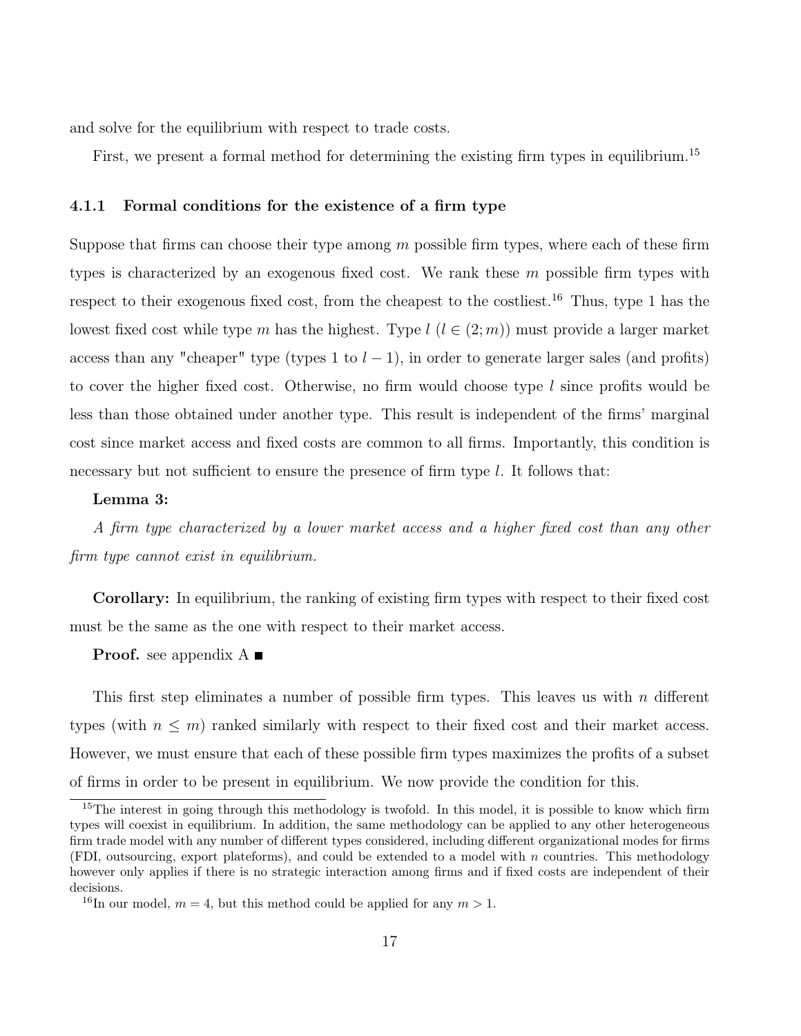and solve for the equilibrium with respect to trade costs.

First, we present a formal method for determining the existing firm types in equilibrium.[15]

### 4.1.1 Formal conditions for the existence of a firm type

Suppose that firms can choose their type among $m$ possible firm types, where each of these firm types is characterized by an exogenous fixed cost. We rank these $m$ possible firm types with respect to their exogenous fixed cost, from the cheapest to the costliest.[16] Thus, type 1 has the lowest fixed cost while type $m$ has the highest. Type $l$ ($l \in (2; m)$) must provide a larger market access than any "cheaper" type (types 1 to $l-1$), in order to generate larger sales (and profits) to cover the higher fixed cost. Otherwise, no firm would choose type $l$ since profits would be less than those obtained under another type. This result is independent of the firms' marginal cost since market access and fixed costs are common to all firms. Importantly, this condition is necessary but not sufficient to ensure the presence of firm type $l$. It follows that:

**Lemma 3:**

*A firm type characterized by a lower market access and a higher fixed cost than any other firm type cannot exist in equilibrium.*

**Corollary:** In equilibrium, the ranking of existing firm types with respect to their fixed cost must be the same as the one with respect to their market access.

**Proof.** see appendix A ■

This first step eliminates a number of possible firm types. This leaves us with $n$ different types (with $n \leq m$) ranked similarly with respect to their fixed cost and their market access. However, we must ensure that each of these possible firm types maximizes the profits of a subset of firms in order to be present in equilibrium. We now provide the condition for this.

[15] The interest in going through this methodology is twofold. In this model, it is possible to know which firm types will coexist in equilibrium. In addition, the same methodology can be applied to any other heterogeneous firm trade model with any number of different types considered, including different organizational modes for firms (FDI, outsourcing, export plateforms), and could be extended to a model with $n$ countries. This methodology however only applies if there is no strategic interaction among firms and if fixed costs are independent of their decisions.

[16] In our model, $m = 4$, but this method could be applied for any $m > 1$.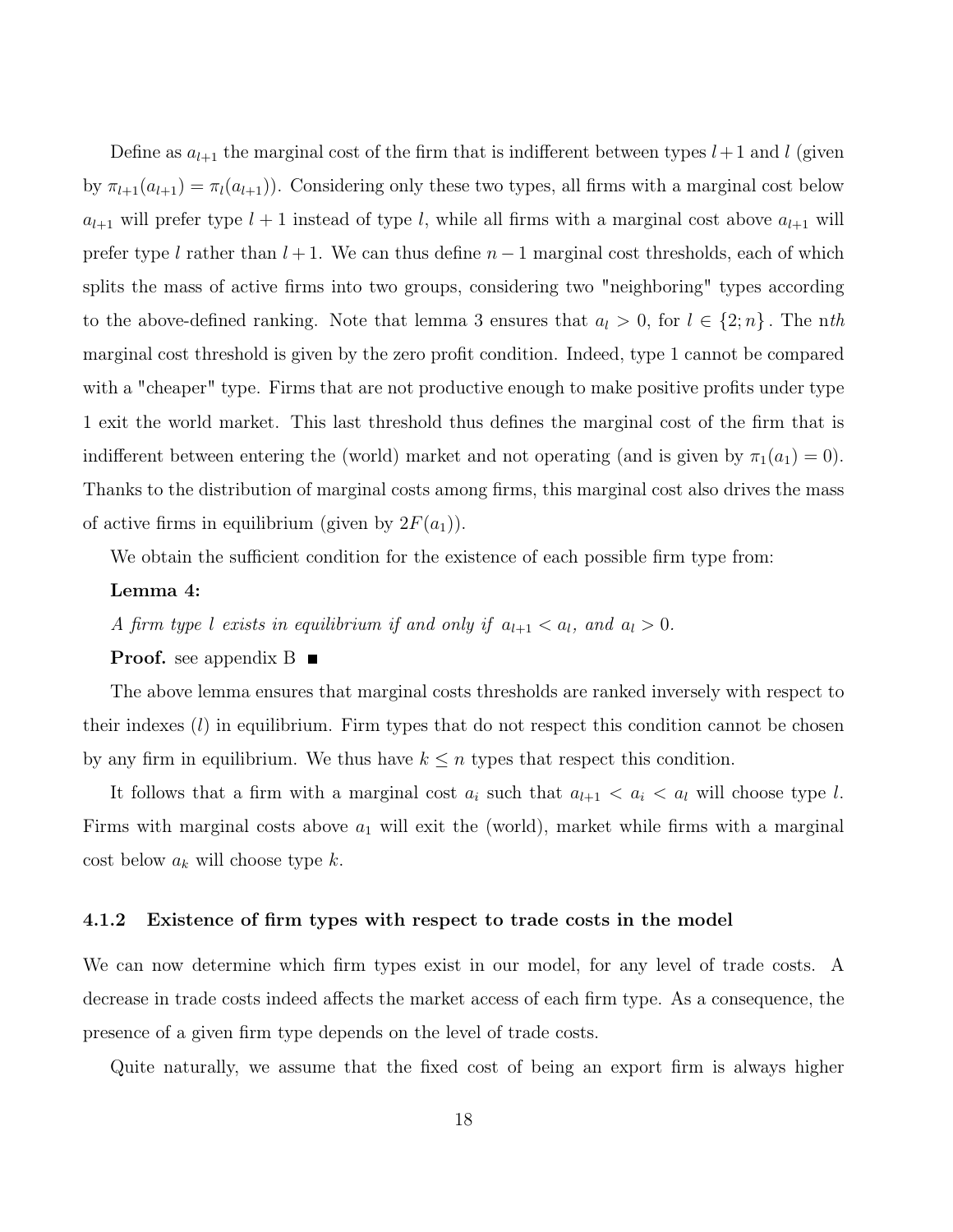Define as $a_{l+1}$ the marginal cost of the firm that is indifferent between types $l+1$ and $l$ (given by $\pi_{l+1}(a_{l+1}) = \pi_l(a_{l+1})$). Considering only these two types, all firms with a marginal cost below $a_{l+1}$ will prefer type $l+1$ instead of type $l$, while all firms with a marginal cost above $a_{l+1}$ will prefer type $l$ rather than $l+1$. We can thus define $n-1$ marginal cost thresholds, each of which splits the mass of active firms into two groups, considering two "neighboring" types according to the above-defined ranking. Note that lemma 3 ensures that $a_l > 0$, for $l \in \{2; n\}$. The n$th$ marginal cost threshold is given by the zero profit condition. Indeed, type 1 cannot be compared with a "cheaper" type. Firms that are not productive enough to make positive profits under type 1 exit the world market. This last threshold thus defines the marginal cost of the firm that is indifferent between entering the (world) market and not operating (and is given by $\pi_1(a_1) = 0$). Thanks to the distribution of marginal costs among firms, this marginal cost also drives the mass of active firms in equilibrium (given by $2F(a_1)$).

We obtain the sufficient condition for the existence of each possible firm type from:

**Lemma 4:**

*A firm type $l$ exists in equilibrium if and only if $a_{l+1} < a_l$, and $a_l > 0$.*

**Proof.** see appendix B ■

The above lemma ensures that marginal costs thresholds are ranked inversely with respect to their indexes ($l$) in equilibrium. Firm types that do not respect this condition cannot be chosen by any firm in equilibrium. We thus have $k \leq n$ types that respect this condition.

It follows that a firm with a marginal cost $a_i$ such that $a_{l+1} < a_i < a_l$ will choose type $l$. Firms with marginal costs above $a_1$ will exit the (world), market while firms with a marginal cost below $a_k$ will choose type $k$.

### 4.1.2 Existence of firm types with respect to trade costs in the model

We can now determine which firm types exist in our model, for any level of trade costs. A decrease in trade costs indeed affects the market access of each firm type. As a consequence, the presence of a given firm type depends on the level of trade costs.

Quite naturally, we assume that the fixed cost of being an export firm is always higher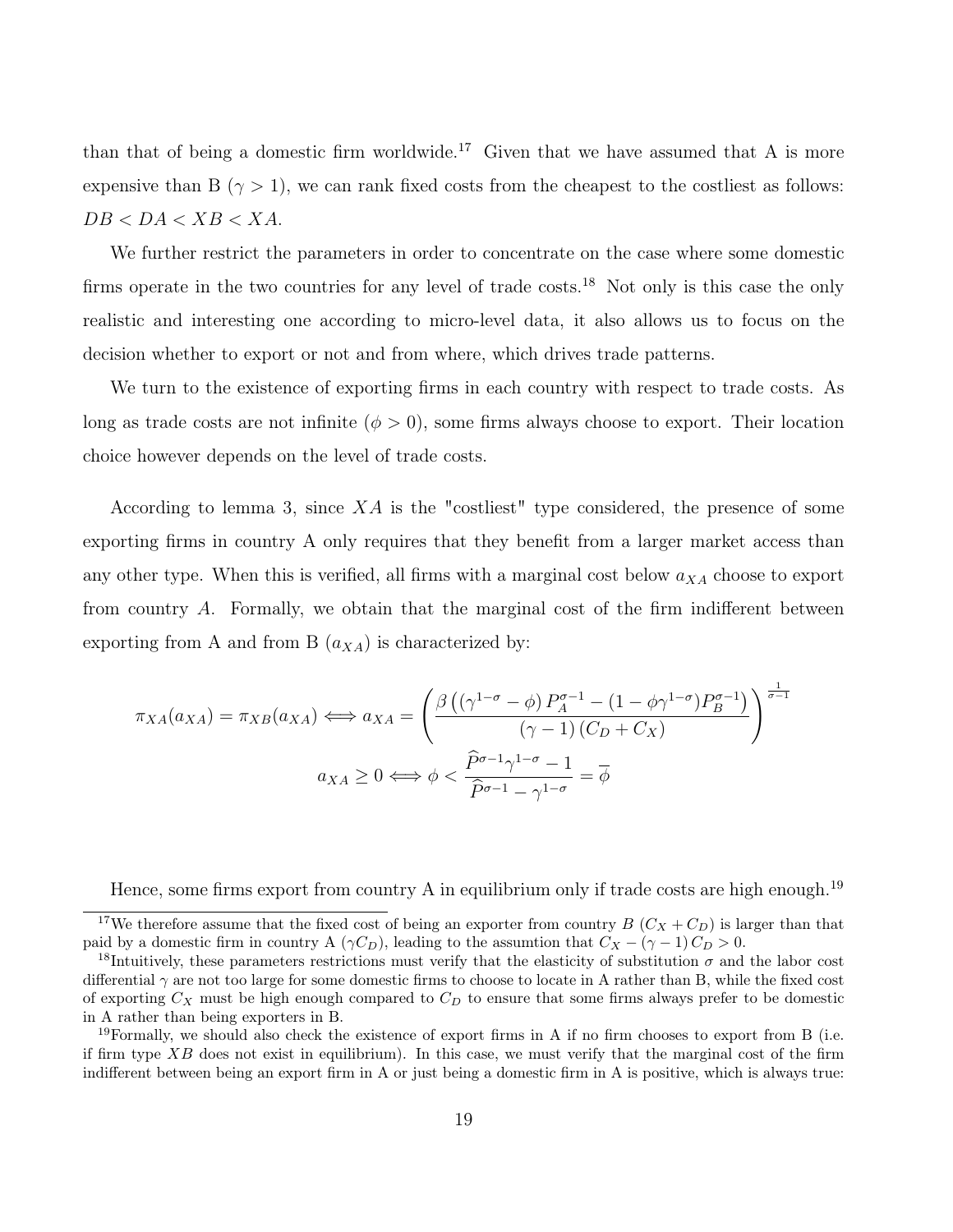than that of being a domestic firm worldwide.[17] Given that we have assumed that A is more expensive than B ($\gamma > 1$), we can rank fixed costs from the cheapest to the costliest as follows: $DB < DA < XB < XA$.

We further restrict the parameters in order to concentrate on the case where some domestic firms operate in the two countries for any level of trade costs.[18] Not only is this case the only realistic and interesting one according to micro-level data, it also allows us to focus on the decision whether to export or not and from where, which drives trade patterns.

We turn to the existence of exporting firms in each country with respect to trade costs. As long as trade costs are not infinite ($\phi > 0$), some firms always choose to export. Their location choice however depends on the level of trade costs.

According to lemma 3, since $XA$ is the "costliest" type considered, the presence of some exporting firms in country A only requires that they benefit from a larger market access than any other type. When this is verified, all firms with a marginal cost below $a_{XA}$ choose to export from country $A$. Formally, we obtain that the marginal cost of the firm indifferent between exporting from A and from B ($a_{XA}$) is characterized by:

$$\pi_{XA}(a_{XA}) = \pi_{XB}(a_{XA}) \Longleftrightarrow a_{XA} = \left( \frac{\beta \left( \left( \gamma^{1-\sigma} - \phi \right) P_A^{\sigma-1} - (1 - \phi \gamma^{1-\sigma}) P_B^{\sigma-1} \right)}{(\gamma - 1)\left( C_D + C_X \right)} \right)^{\frac{1}{\sigma-1}}$$

$$a_{XA} \geq 0 \Longleftrightarrow \phi < \frac{\widehat{P}^{\sigma-1}\gamma^{1-\sigma} - 1}{\widehat{P}^{\sigma-1} - \gamma^{1-\sigma}} = \overline{\phi}$$

Hence, some firms export from country A in equilibrium only if trade costs are high enough.[19]

[17] We therefore assume that the fixed cost of being an exporter from country $B$ ($C_X + C_D$) is larger than that paid by a domestic firm in country A ($\gamma C_D$), leading to the assumtion that $C_X - (\gamma - 1) C_D > 0$.

[18] Intuitively, these parameters restrictions must verify that the elasticity of substitution $\sigma$ and the labor cost differential $\gamma$ are not too large for some domestic firms to choose to locate in A rather than B, while the fixed cost of exporting $C_X$ must be high enough compared to $C_D$ to ensure that some firms always prefer to be domestic in A rather than being exporters in B.

[19] Formally, we should also check the existence of export firms in A if no firm chooses to export from B (i.e. if firm type $XB$ does not exist in equilibrium). In this case, we must verify that the marginal cost of the firm indifferent between being an export firm in A or just being a domestic firm in A is positive, which is always true: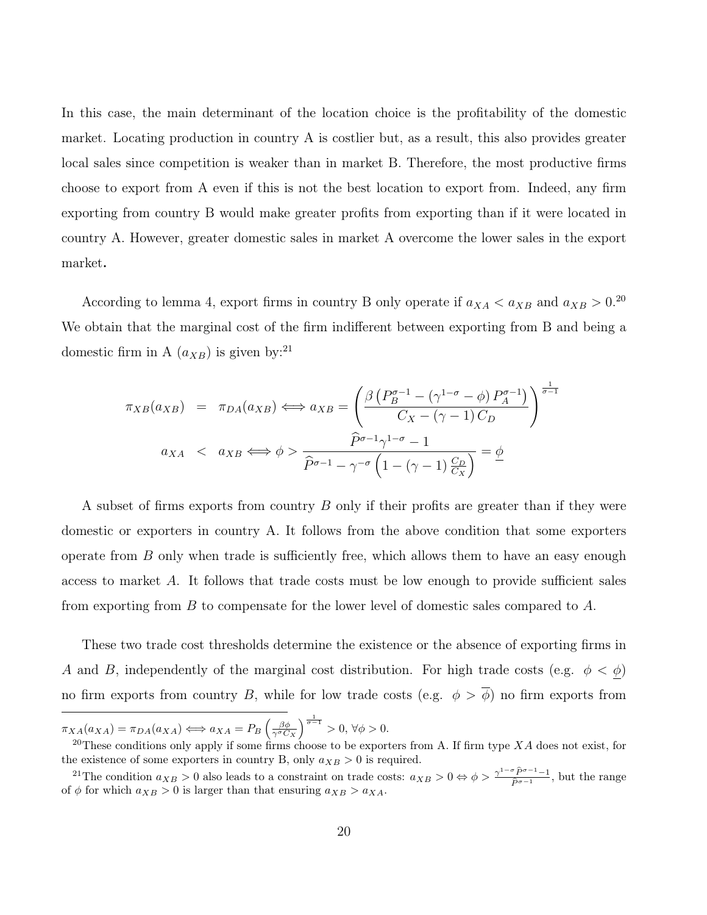In this case, the main determinant of the location choice is the profitability of the domestic market. Locating production in country A is costlier but, as a result, this also provides greater local sales since competition is weaker than in market B. Therefore, the most productive firms choose to export from A even if this is not the best location to export from. Indeed, any firm exporting from country B would make greater profits from exporting than if it were located in country A. However, greater domestic sales in market A overcome the lower sales in the export market.

According to lemma 4, export firms in country B only operate if $a_{XA} < a_{XB}$ and $a_{XB} > 0$.[20] We obtain that the marginal cost of the firm indifferent between exporting from B and being a domestic firm in A ($a_{XB}$) is given by:[21]

$$
\begin{aligned}
\pi_{XB}(a_{XB}) &= \pi_{DA}(a_{XB}) \Longleftrightarrow a_{XB} = \left( \frac{\beta \left( P_B^{\sigma-1} - \left( \gamma^{1-\sigma} - \phi \right) P_A^{\sigma-1} \right)}{C_X - (\gamma - 1) C_D} \right)^{\frac{1}{\sigma-1}} \\
a_{XA} &< a_{XB} \Longleftrightarrow \phi > \frac{\widehat{P}^{\sigma-1} \gamma^{1-\sigma} - 1}{\widehat{P}^{\sigma-1} - \gamma^{-\sigma} \left( 1 - (\gamma - 1) \frac{C_D}{C_X} \right)} = \underline{\phi}
\end{aligned}
$$

A subset of firms exports from country $B$ only if their profits are greater than if they were domestic or exporters in country A. It follows from the above condition that some exporters operate from $B$ only when trade is sufficiently free, which allows them to have an easy enough access to market $A$. It follows that trade costs must be low enough to provide sufficient sales from exporting from $B$ to compensate for the lower level of domestic sales compared to $A$.

These two trade cost thresholds determine the existence or the absence of exporting firms in $A$ and $B$, independently of the marginal cost distribution. For high trade costs (e.g. $\phi < \underline{\phi}$) no firm exports from country $B$, while for low trade costs (e.g. $\phi > \overline{\phi}$) no firm exports from

---

$\pi_{XA}(a_{XA}) = \pi_{DA}(a_{XA}) \Longleftrightarrow a_{XA} = P_B \left( \frac{\beta \phi}{\gamma^{\sigma} C_X} \right)^{\frac{1}{\sigma-1}} > 0, \ \forall \phi > 0.$

[20] These conditions only apply if some firms choose to be exporters from A. If firm type $XA$ does not exist, for the existence of some exporters in country B, only $a_{XB} > 0$ is required.

[21] The condition $a_{XB} > 0$ also leads to a constraint on trade costs: $a_{XB} > 0 \Leftrightarrow \phi > \frac{\gamma^{1-\sigma} \widehat{P}^{\sigma-1} - 1}{\widehat{P}^{\sigma-1}}$, but the range of $\phi$ for which $a_{XB} > 0$ is larger than that ensuring $a_{XB} > a_{XA}$.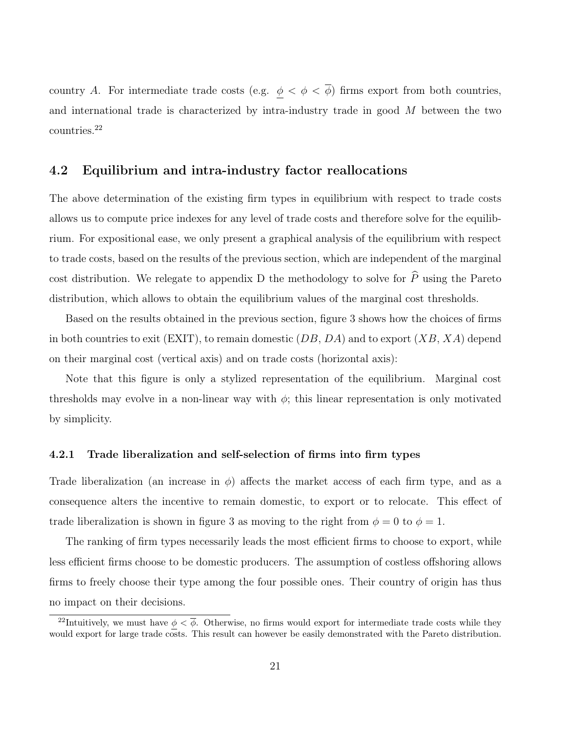country $A$. For intermediate trade costs (e.g. $\underline{\phi} < \phi < \overline{\phi}$) firms export from both countries, and international trade is characterized by intra-industry trade in good $M$ between the two countries.[22]

## 4.2 Equilibrium and intra-industry factor reallocations

The above determination of the existing firm types in equilibrium with respect to trade costs allows us to compute price indexes for any level of trade costs and therefore solve for the equilibrium. For expositional ease, we only present a graphical analysis of the equilibrium with respect to trade costs, based on the results of the previous section, which are independent of the marginal cost distribution. We relegate to appendix D the methodology to solve for $\widehat{P}$ using the Pareto distribution, which allows to obtain the equilibrium values of the marginal cost thresholds.

Based on the results obtained in the previous section, figure 3 shows how the choices of firms in both countries to exit (EXIT), to remain domestic ($DB$, $DA$) and to export ($XB$, $XA$) depend on their marginal cost (vertical axis) and on trade costs (horizontal axis):

Note that this figure is only a stylized representation of the equilibrium. Marginal cost thresholds may evolve in a non-linear way with $\phi$; this linear representation is only motivated by simplicity.

### 4.2.1 Trade liberalization and self-selection of firms into firm types

Trade liberalization (an increase in $\phi$) affects the market access of each firm type, and as a consequence alters the incentive to remain domestic, to export or to relocate. This effect of trade liberalization is shown in figure 3 as moving to the right from $\phi = 0$ to $\phi = 1$.

The ranking of firm types necessarily leads the most efficient firms to choose to export, while less efficient firms choose to be domestic producers. The assumption of costless offshoring allows firms to freely choose their type among the four possible ones. Their country of origin has thus no impact on their decisions.

[22] Intuitively, we must have $\underline{\phi} < \overline{\phi}$. Otherwise, no firms would export for intermediate trade costs while they would export for large trade costs. This result can however be easily demonstrated with the Pareto distribution.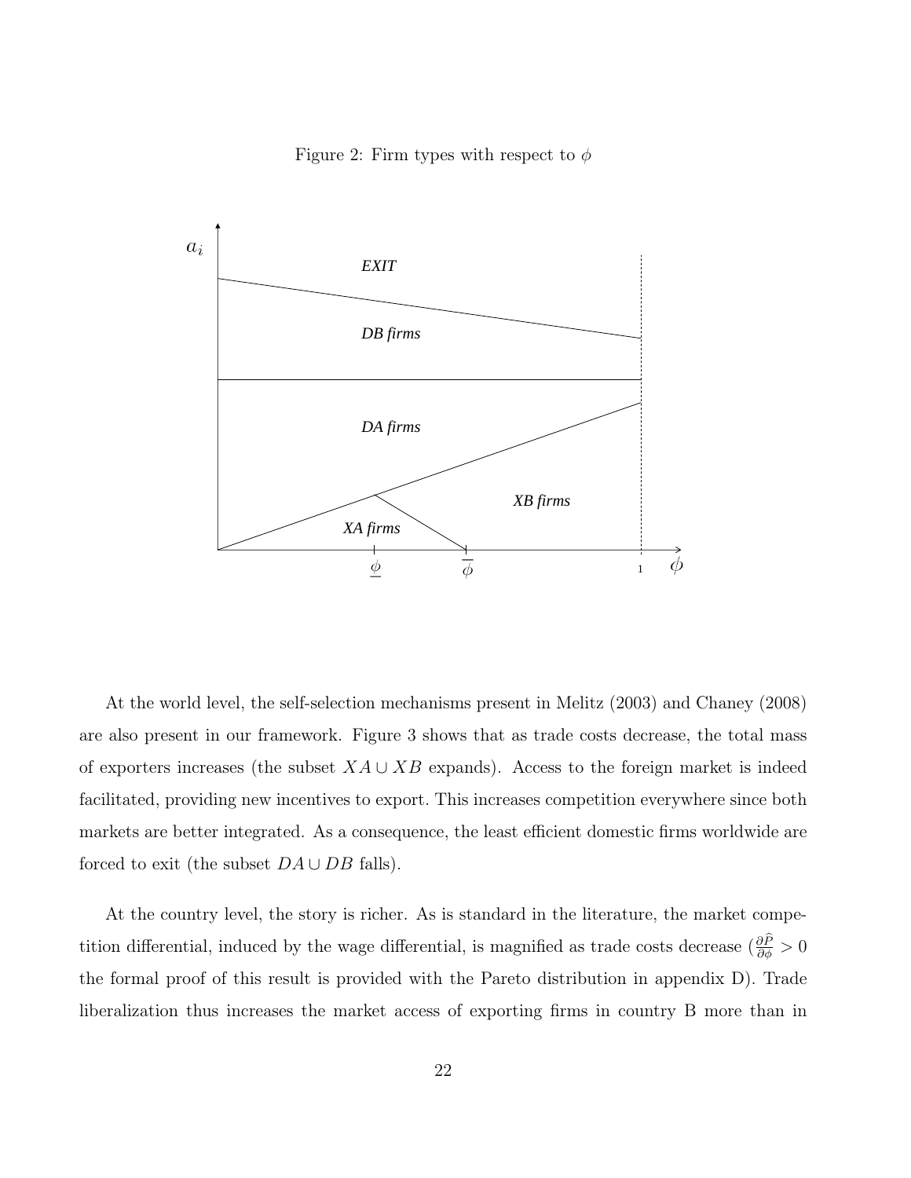Figure 2: Firm types with respect to $\phi$

At the world level, the self-selection mechanisms present in Melitz (2003) and Chaney (2008) are also present in our framework. Figure 3 shows that as trade costs decrease, the total mass of exporters increases (the subset $XA \cup XB$ expands). Access to the foreign market is indeed facilitated, providing new incentives to export. This increases competition everywhere since both markets are better integrated. As a consequence, the least efficient domestic firms worldwide are forced to exit (the subset $DA \cup DB$ falls).

At the country level, the story is richer. As is standard in the literature, the market competition differential, induced by the wage differential, is magnified as trade costs decrease ($\frac{\partial \widehat{P}}{\partial \phi} > 0$ the formal proof of this result is provided with the Pareto distribution in appendix D). Trade liberalization thus increases the market access of exporting firms in country B more than in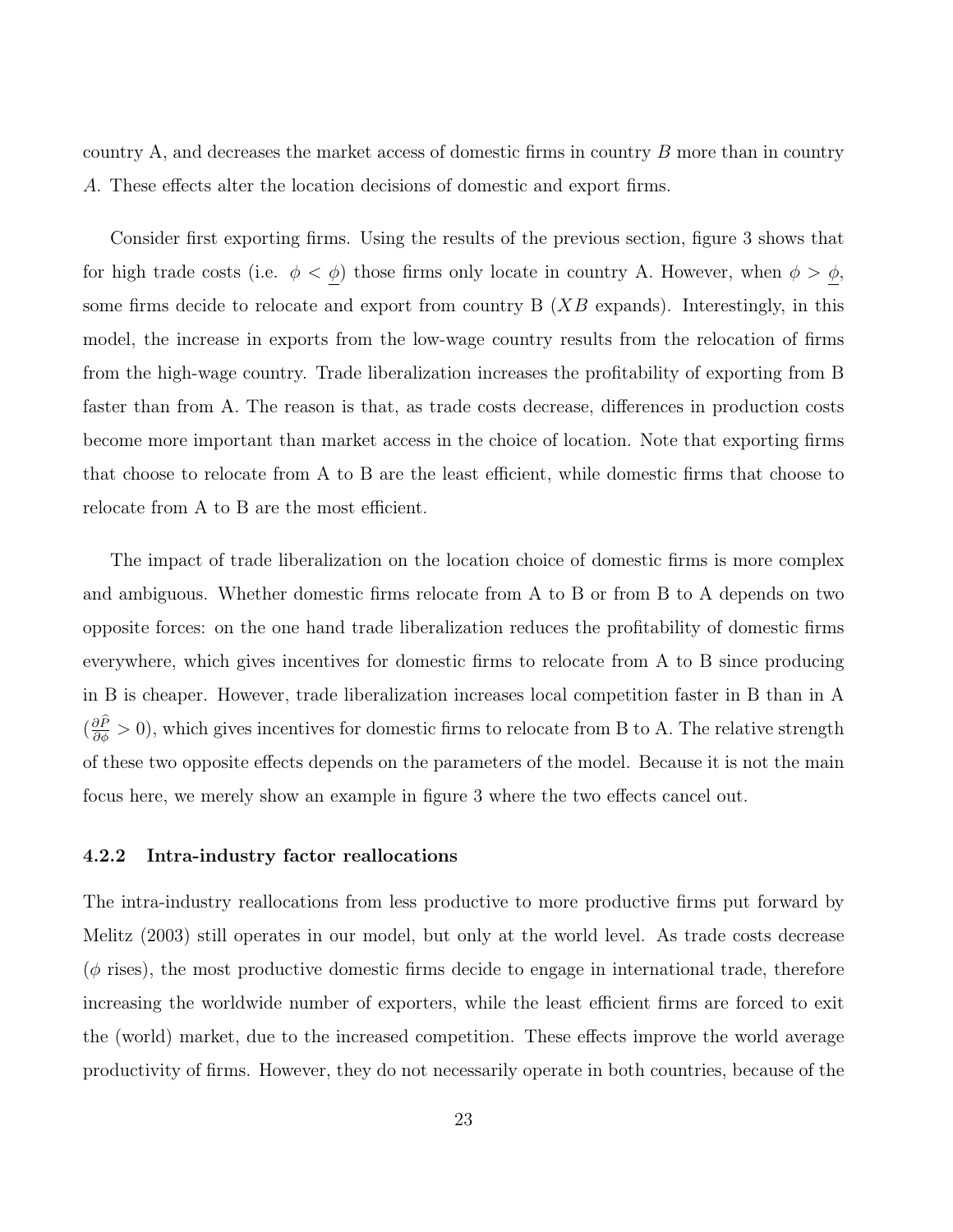country A, and decreases the market access of domestic firms in country $B$ more than in country $A$. These effects alter the location decisions of domestic and export firms.

Consider first exporting firms. Using the results of the previous section, figure 3 shows that for high trade costs (i.e. $\phi < \underline{\phi}$) those firms only locate in country A. However, when $\phi > \underline{\phi}$, some firms decide to relocate and export from country B ($XB$ expands). Interestingly, in this model, the increase in exports from the low-wage country results from the relocation of firms from the high-wage country. Trade liberalization increases the profitability of exporting from B faster than from A. The reason is that, as trade costs decrease, differences in production costs become more important than market access in the choice of location. Note that exporting firms that choose to relocate from A to B are the least efficient, while domestic firms that choose to relocate from A to B are the most efficient.

The impact of trade liberalization on the location choice of domestic firms is more complex and ambiguous. Whether domestic firms relocate from A to B or from B to A depends on two opposite forces: on the one hand trade liberalization reduces the profitability of domestic firms everywhere, which gives incentives for domestic firms to relocate from A to B since producing in B is cheaper. However, trade liberalization increases local competition faster in B than in A ($\frac{\partial \widehat{P}}{\partial \phi} > 0$), which gives incentives for domestic firms to relocate from B to A. The relative strength of these two opposite effects depends on the parameters of the model. Because it is not the main focus here, we merely show an example in figure 3 where the two effects cancel out.

### 4.2.2 Intra-industry factor reallocations

The intra-industry reallocations from less productive to more productive firms put forward by Melitz (2003) still operates in our model, but only at the world level. As trade costs decrease ($\phi$ rises), the most productive domestic firms decide to engage in international trade, therefore increasing the worldwide number of exporters, while the least efficient firms are forced to exit the (world) market, due to the increased competition. These effects improve the world average productivity of firms. However, they do not necessarily operate in both countries, because of the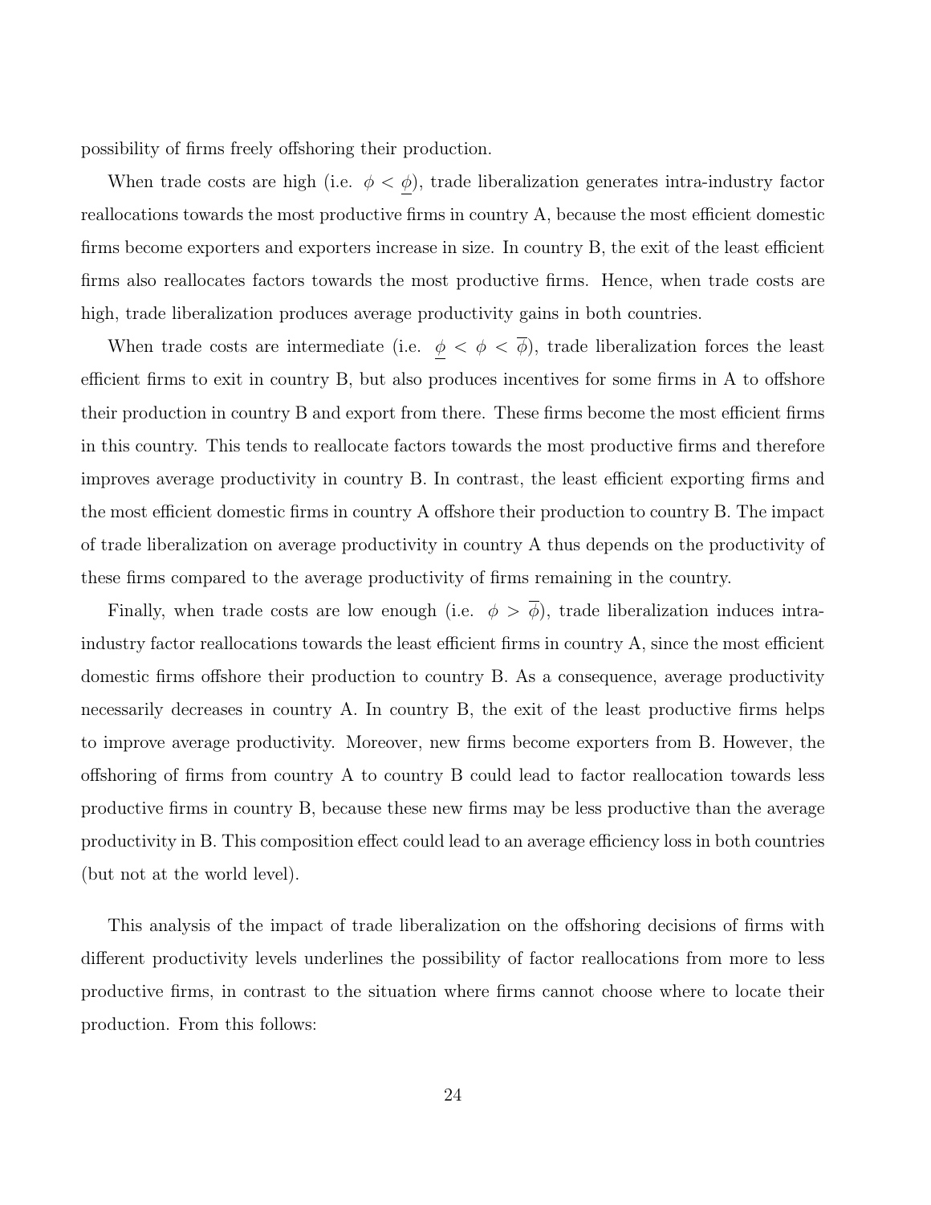possibility of firms freely offshoring their production.

When trade costs are high (i.e. $\phi < \underline{\phi}$), trade liberalization generates intra-industry factor reallocations towards the most productive firms in country A, because the most efficient domestic firms become exporters and exporters increase in size. In country B, the exit of the least efficient firms also reallocates factors towards the most productive firms. Hence, when trade costs are high, trade liberalization produces average productivity gains in both countries.

When trade costs are intermediate (i.e. $\underline{\phi} < \phi < \overline{\phi}$), trade liberalization forces the least efficient firms to exit in country B, but also produces incentives for some firms in A to offshore their production in country B and export from there. These firms become the most efficient firms in this country. This tends to reallocate factors towards the most productive firms and therefore improves average productivity in country B. In contrast, the least efficient exporting firms and the most efficient domestic firms in country A offshore their production to country B. The impact of trade liberalization on average productivity in country A thus depends on the productivity of these firms compared to the average productivity of firms remaining in the country.

Finally, when trade costs are low enough (i.e. $\phi > \overline{\phi}$), trade liberalization induces intra-industry factor reallocations towards the least efficient firms in country A, since the most efficient domestic firms offshore their production to country B. As a consequence, average productivity necessarily decreases in country A. In country B, the exit of the least productive firms helps to improve average productivity. Moreover, new firms become exporters from B. However, the offshoring of firms from country A to country B could lead to factor reallocation towards less productive firms in country B, because these new firms may be less productive than the average productivity in B. This composition effect could lead to an average efficiency loss in both countries (but not at the world level).

This analysis of the impact of trade liberalization on the offshoring decisions of firms with different productivity levels underlines the possibility of factor reallocations from more to less productive firms, in contrast to the situation where firms cannot choose where to locate their production. From this follows: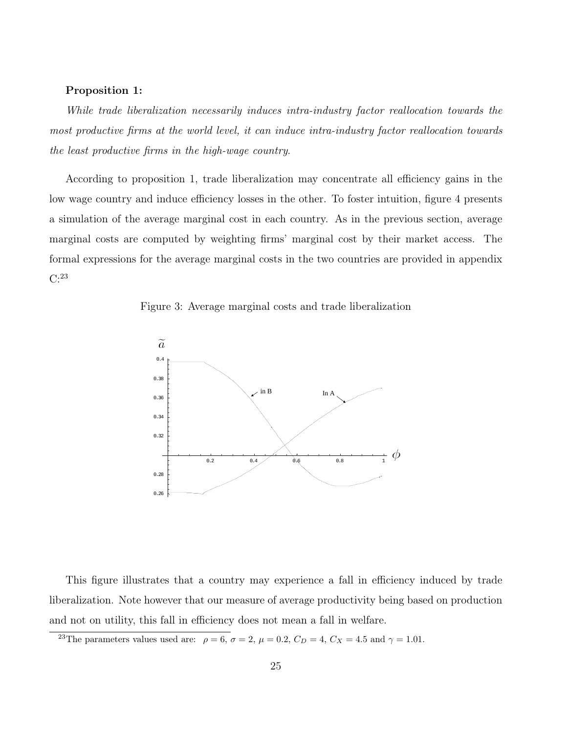**Proposition 1:**

*While trade liberalization necessarily induces intra-industry factor reallocation towards the most productive firms at the world level, it can induce intra-industry factor reallocation towards the least productive firms in the high-wage country.*

According to proposition 1, trade liberalization may concentrate all efficiency gains in the low wage country and induce efficiency losses in the other. To foster intuition, figure 4 presents a simulation of the average marginal cost in each country. As in the previous section, average marginal costs are computed by weighting firms' marginal cost by their market access. The formal expressions for the average marginal costs in the two countries are provided in appendix C.[23]

Figure 3: Average marginal costs and trade liberalization

This figure illustrates that a country may experience a fall in efficiency induced by trade liberalization. Note however that our measure of average productivity being based on production and not on utility, this fall in efficiency does not mean a fall in welfare.

[23]The parameters values used are: $\rho = 6$, $\sigma = 2$, $\mu = 0.2$, $C_D = 4$, $C_X = 4.5$ and $\gamma = 1.01$.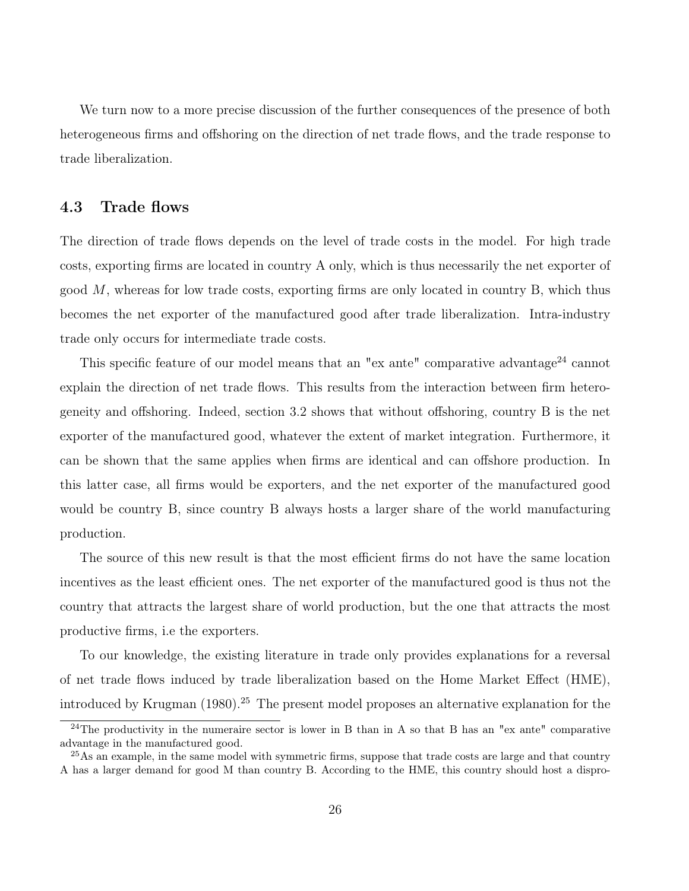We turn now to a more precise discussion of the further consequences of the presence of both heterogeneous firms and offshoring on the direction of net trade flows, and the trade response to trade liberalization.

### 4.3 Trade flows

The direction of trade flows depends on the level of trade costs in the model. For high trade costs, exporting firms are located in country A only, which is thus necessarily the net exporter of good $M$, whereas for low trade costs, exporting firms are only located in country B, which thus becomes the net exporter of the manufactured good after trade liberalization. Intra-industry trade only occurs for intermediate trade costs.

This specific feature of our model means that an "ex ante" comparative advantage[24] cannot explain the direction of net trade flows. This results from the interaction between firm heterogeneity and offshoring. Indeed, section 3.2 shows that without offshoring, country B is the net exporter of the manufactured good, whatever the extent of market integration. Furthermore, it can be shown that the same applies when firms are identical and can offshore production. In this latter case, all firms would be exporters, and the net exporter of the manufactured good would be country B, since country B always hosts a larger share of the world manufacturing production.

The source of this new result is that the most efficient firms do not have the same location incentives as the least efficient ones. The net exporter of the manufactured good is thus not the country that attracts the largest share of world production, but the one that attracts the most productive firms, i.e the exporters.

To our knowledge, the existing literature in trade only provides explanations for a reversal of net trade flows induced by trade liberalization based on the Home Market Effect (HME), introduced by Krugman (1980).[25] The present model proposes an alternative explanation for the

[24] The productivity in the numeraire sector is lower in B than in A so that B has an "ex ante" comparative advantage in the manufactured good.

[25] As an example, in the same model with symmetric firms, suppose that trade costs are large and that country A has a larger demand for good M than country B. According to the HME, this country should host a dispro-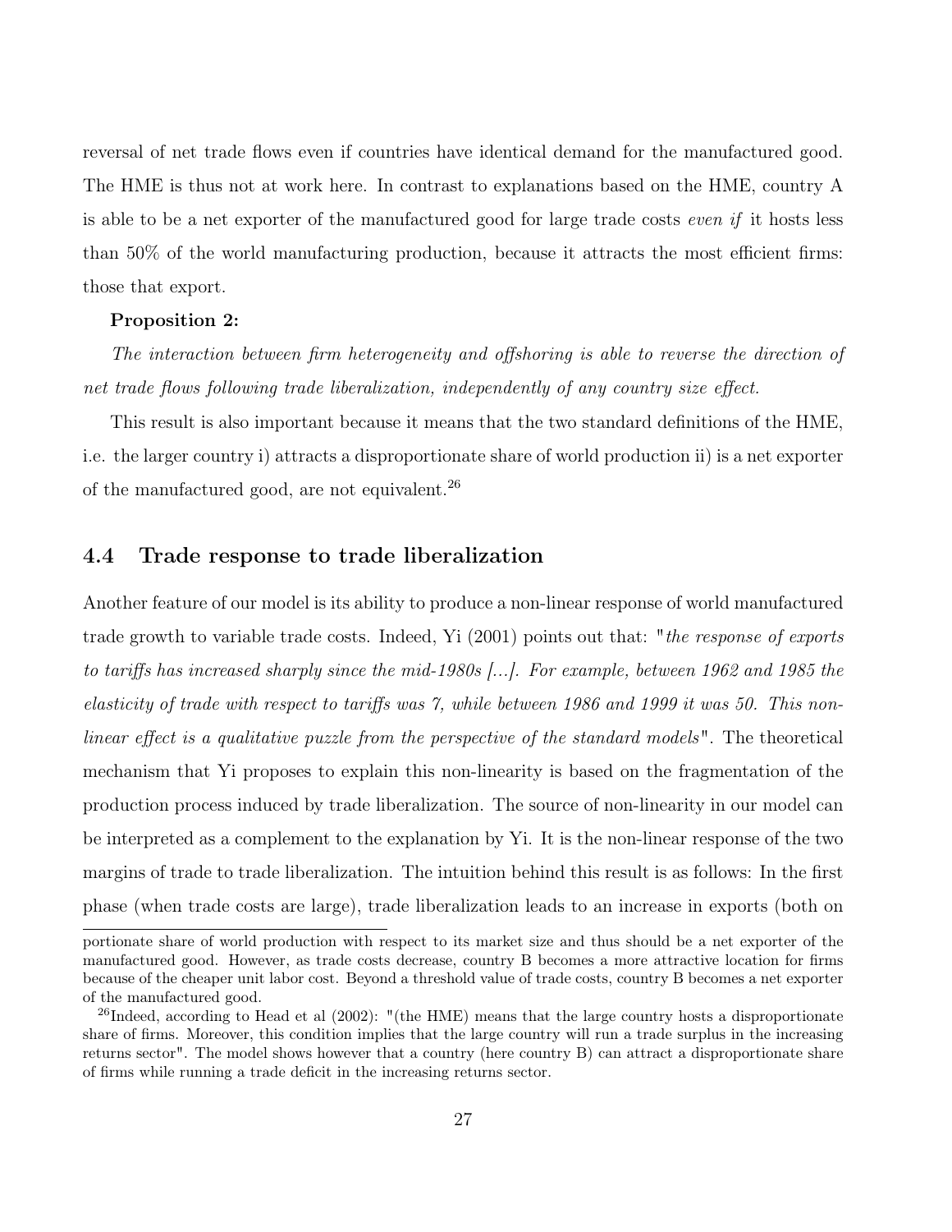reversal of net trade flows even if countries have identical demand for the manufactured good. The HME is thus not at work here. In contrast to explanations based on the HME, country A is able to be a net exporter of the manufactured good for large trade costs *even if* it hosts less than 50% of the world manufacturing production, because it attracts the most efficient firms: those that export.

**Proposition 2:**

*The interaction between firm heterogeneity and offshoring is able to reverse the direction of net trade flows following trade liberalization, independently of any country size effect.*

This result is also important because it means that the two standard definitions of the HME, i.e. the larger country i) attracts a disproportionate share of world production ii) is a net exporter of the manufactured good, are not equivalent.[26]

## 4.4 Trade response to trade liberalization

Another feature of our model is its ability to produce a non-linear response of world manufactured trade growth to variable trade costs. Indeed, Yi (2001) points out that: "*the response of exports to tariffs has increased sharply since the mid-1980s [...]. For example, between 1962 and 1985 the elasticity of trade with respect to tariffs was 7, while between 1986 and 1999 it was 50. This non-linear effect is a qualitative puzzle from the perspective of the standard models*". The theoretical mechanism that Yi proposes to explain this non-linearity is based on the fragmentation of the production process induced by trade liberalization. The source of non-linearity in our model can be interpreted as a complement to the explanation by Yi. It is the non-linear response of the two margins of trade to trade liberalization. The intuition behind this result is as follows: In the first phase (when trade costs are large), trade liberalization leads to an increase in exports (both on

portionate share of world production with respect to its market size and thus should be a net exporter of the manufactured good. However, as trade costs decrease, country B becomes a more attractive location for firms because of the cheaper unit labor cost. Beyond a threshold value of trade costs, country B becomes a net exporter of the manufactured good.

[26]Indeed, according to Head et al (2002): "(the HME) means that the large country hosts a disproportionate share of firms. Moreover, this condition implies that the large country will run a trade surplus in the increasing returns sector". The model shows however that a country (here country B) can attract a disproportionate share of firms while running a trade deficit in the increasing returns sector.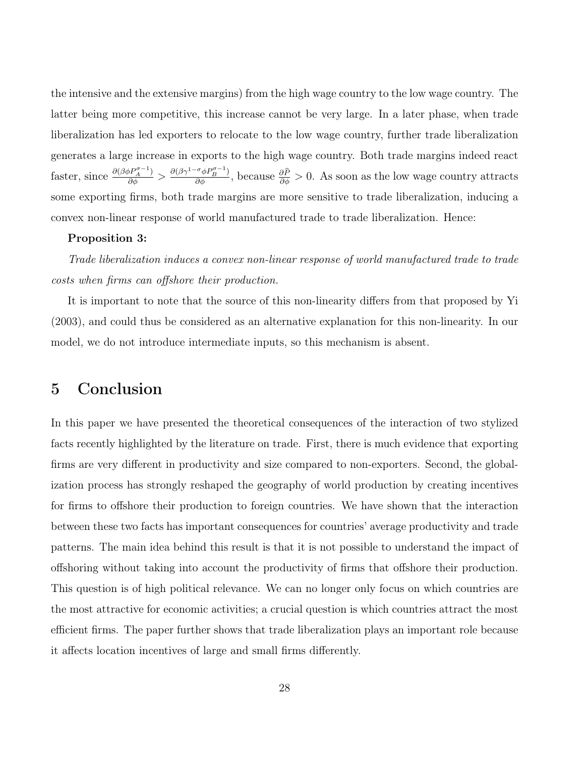the intensive and the extensive margins) from the high wage country to the low wage country. The latter being more competitive, this increase cannot be very large. In a later phase, when trade liberalization has led exporters to relocate to the low wage country, further trade liberalization generates a large increase in exports to the high wage country. Both trade margins indeed react faster, since $\frac{\partial(\beta\phi P_A^{\sigma-1})}{\partial\phi} > \frac{\partial(\beta\gamma^{1-\sigma}\phi P_B^{\sigma-1})}{\partial\phi}$, because $\frac{\partial\widehat{P}}{\partial\phi} > 0$. As soon as the low wage country attracts some exporting firms, both trade margins are more sensitive to trade liberalization, inducing a convex non-linear response of world manufactured trade to trade liberalization. Hence:

**Proposition 3:**

*Trade liberalization induces a convex non-linear response of world manufactured trade to trade costs when firms can offshore their production.*

It is important to note that the source of this non-linearity differs from that proposed by Yi (2003), and could thus be considered as an alternative explanation for this non-linearity. In our model, we do not introduce intermediate inputs, so this mechanism is absent.

# 5 Conclusion

In this paper we have presented the theoretical consequences of the interaction of two stylized facts recently highlighted by the literature on trade. First, there is much evidence that exporting firms are very different in productivity and size compared to non-exporters. Second, the globalization process has strongly reshaped the geography of world production by creating incentives for firms to offshore their production to foreign countries. We have shown that the interaction between these two facts has important consequences for countries' average productivity and trade patterns. The main idea behind this result is that it is not possible to understand the impact of offshoring without taking into account the productivity of firms that offshore their production. This question is of high political relevance. We can no longer only focus on which countries are the most attractive for economic activities; a crucial question is which countries attract the most efficient firms. The paper further shows that trade liberalization plays an important role because it affects location incentives of large and small firms differently.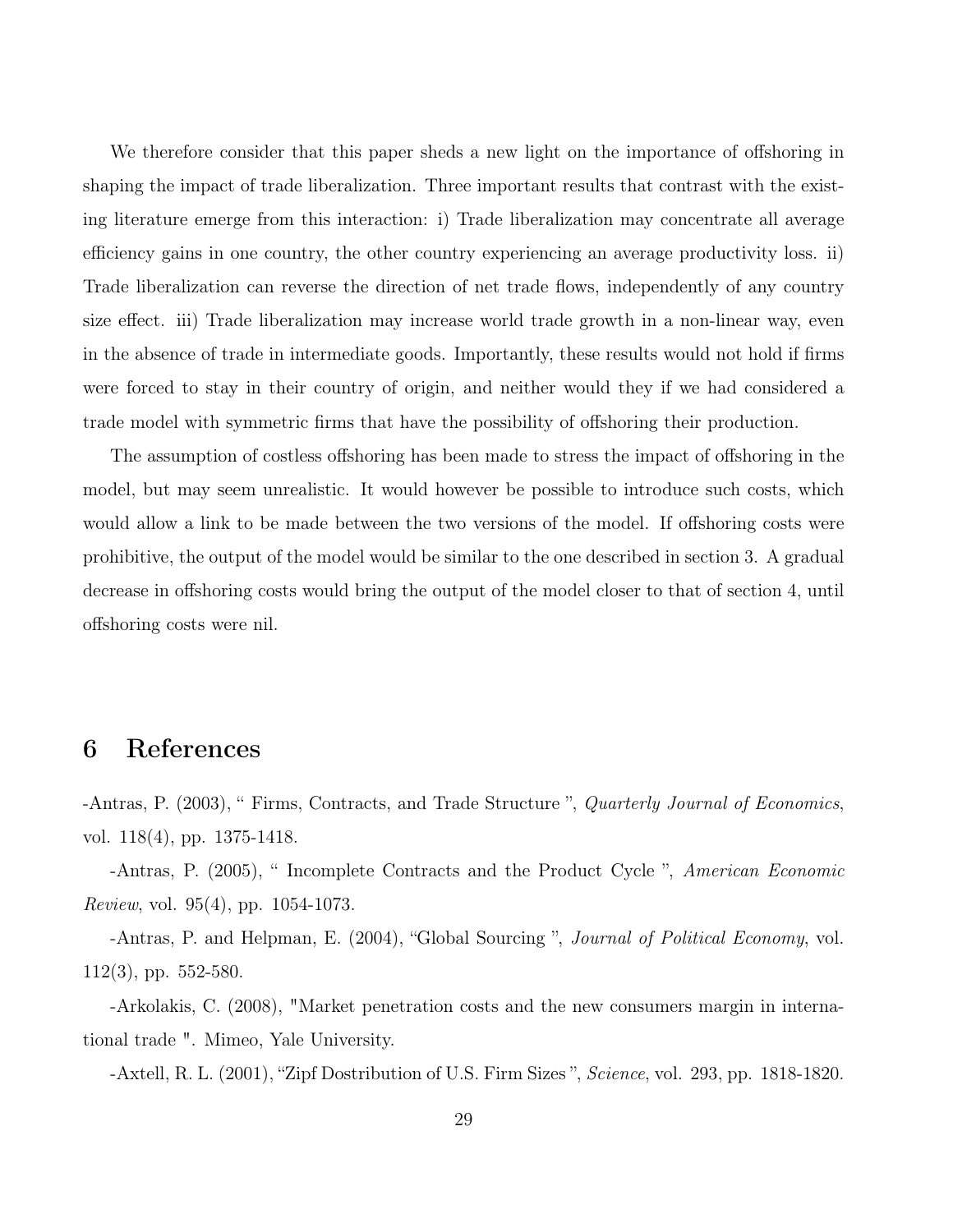We therefore consider that this paper sheds a new light on the importance of offshoring in shaping the impact of trade liberalization. Three important results that contrast with the existing literature emerge from this interaction: i) Trade liberalization may concentrate all average efficiency gains in one country, the other country experiencing an average productivity loss. ii) Trade liberalization can reverse the direction of net trade flows, independently of any country size effect. iii) Trade liberalization may increase world trade growth in a non-linear way, even in the absence of trade in intermediate goods. Importantly, these results would not hold if firms were forced to stay in their country of origin, and neither would they if we had considered a trade model with symmetric firms that have the possibility of offshoring their production.

The assumption of costless offshoring has been made to stress the impact of offshoring in the model, but may seem unrealistic. It would however be possible to introduce such costs, which would allow a link to be made between the two versions of the model. If offshoring costs were prohibitive, the output of the model would be similar to the one described in section 3. A gradual decrease in offshoring costs would bring the output of the model closer to that of section 4, until offshoring costs were nil.

# 6 References

-Antras, P. (2003), " Firms, Contracts, and Trade Structure ", *Quarterly Journal of Economics*, vol. 118(4), pp. 1375-1418.

-Antras, P. (2005), " Incomplete Contracts and the Product Cycle ", *American Economic Review*, vol. 95(4), pp. 1054-1073.

-Antras, P. and Helpman, E. (2004), "Global Sourcing ", *Journal of Political Economy*, vol. 112(3), pp. 552-580.

-Arkolakis, C. (2008), "Market penetration costs and the new consumers margin in international trade ". Mimeo, Yale University.

-Axtell, R. L. (2001), "Zipf Dostribution of U.S. Firm Sizes ", *Science*, vol. 293, pp. 1818-1820.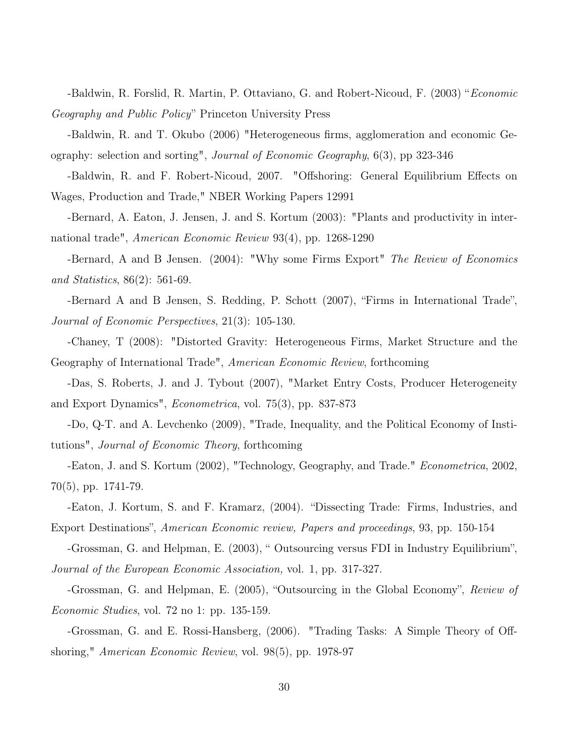-Baldwin, R. Forslid, R. Martin, P. Ottaviano, G. and Robert-Nicoud, F. (2003) "*Economic Geography and Public Policy*" Princeton University Press

-Baldwin, R. and T. Okubo (2006) "Heterogeneous firms, agglomeration and economic Geography: selection and sorting", *Journal of Economic Geography*, 6(3), pp 323-346

-Baldwin, R. and F. Robert-Nicoud, 2007. "Offshoring: General Equilibrium Effects on Wages, Production and Trade," NBER Working Papers 12991

-Bernard, A. Eaton, J. Jensen, J. and S. Kortum (2003): "Plants and productivity in international trade", *American Economic Review* 93(4), pp. 1268-1290

-Bernard, A and B Jensen. (2004): "Why some Firms Export" *The Review of Economics and Statistics*, 86(2): 561-69.

-Bernard A and B Jensen, S. Redding, P. Schott (2007), "Firms in International Trade", *Journal of Economic Perspectives*, 21(3): 105-130.

-Chaney, T (2008): "Distorted Gravity: Heterogeneous Firms, Market Structure and the Geography of International Trade", *American Economic Review*, forthcoming

-Das, S. Roberts, J. and J. Tybout (2007), "Market Entry Costs, Producer Heterogeneity and Export Dynamics", *Econometrica*, vol. 75(3), pp. 837-873

-Do, Q-T. and A. Levchenko (2009), "Trade, Inequality, and the Political Economy of Institutions", *Journal of Economic Theory*, forthcoming

-Eaton, J. and S. Kortum (2002), "Technology, Geography, and Trade." *Econometrica*, 2002, 70(5), pp. 1741-79.

-Eaton, J. Kortum, S. and F. Kramarz, (2004). "Dissecting Trade: Firms, Industries, and Export Destinations", *American Economic review, Papers and proceedings*, 93, pp. 150-154

-Grossman, G. and Helpman, E. (2003), " Outsourcing versus FDI in Industry Equilibrium", *Journal of the European Economic Association,* vol. 1, pp. 317-327.

-Grossman, G. and Helpman, E. (2005), "Outsourcing in the Global Economy", *Review of Economic Studies*, vol. 72 no 1: pp. 135-159.

-Grossman, G. and E. Rossi-Hansberg, (2006). "Trading Tasks: A Simple Theory of Offshoring," *American Economic Review*, vol. 98(5), pp. 1978-97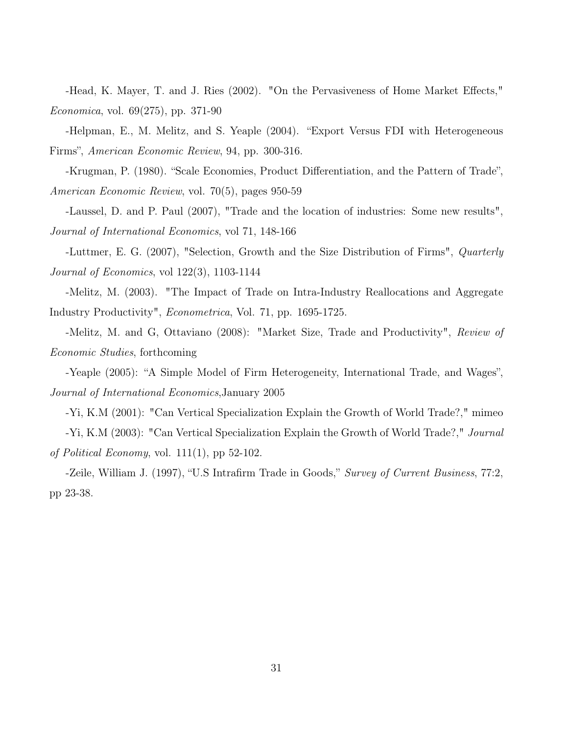-Head, K. Mayer, T. and J. Ries (2002). "On the Pervasiveness of Home Market Effects," *Economica*, vol. 69(275), pp. 371-90

-Helpman, E., M. Melitz, and S. Yeaple (2004). "Export Versus FDI with Heterogeneous Firms", *American Economic Review*, 94, pp. 300-316.

-Krugman, P. (1980). "Scale Economies, Product Differentiation, and the Pattern of Trade", *American Economic Review*, vol. 70(5), pages 950-59

-Laussel, D. and P. Paul (2007), "Trade and the location of industries: Some new results", *Journal of International Economics*, vol 71, 148-166

-Luttmer, E. G. (2007), "Selection, Growth and the Size Distribution of Firms", *Quarterly Journal of Economics*, vol 122(3), 1103-1144

-Melitz, M. (2003). "The Impact of Trade on Intra-Industry Reallocations and Aggregate Industry Productivity", *Econometrica*, Vol. 71, pp. 1695-1725.

-Melitz, M. and G, Ottaviano (2008): "Market Size, Trade and Productivity", *Review of Economic Studies*, forthcoming

-Yeaple (2005): "A Simple Model of Firm Heterogeneity, International Trade, and Wages", *Journal of International Economics*,January 2005

-Yi, K.M (2001): "Can Vertical Specialization Explain the Growth of World Trade?," mimeo

-Yi, K.M (2003): "Can Vertical Specialization Explain the Growth of World Trade?," *Journal of Political Economy*, vol. 111(1), pp 52-102.

-Zeile, William J. (1997), "U.S Intrafirm Trade in Goods," *Survey of Current Business*, 77:2, pp 23-38.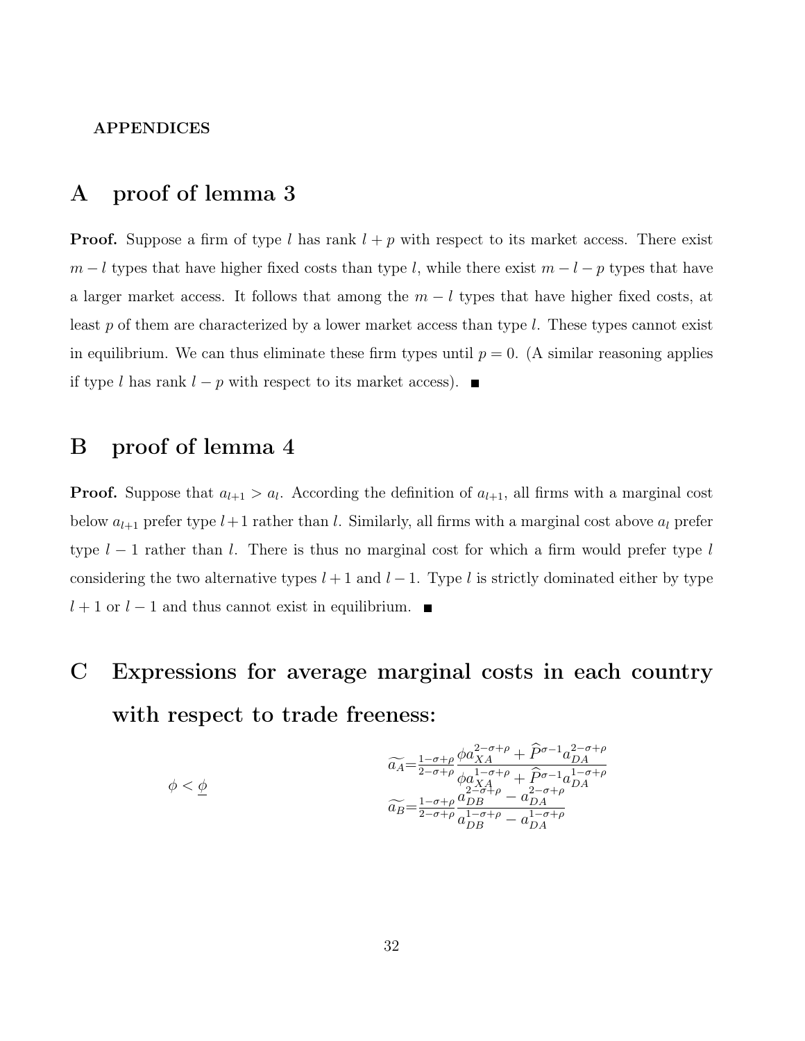**APPENDICES**

# A proof of lemma 3

**Proof.** Suppose a firm of type $l$ has rank $l+p$ with respect to its market access. There exist $m-l$ types that have higher fixed costs than type $l$, while there exist $m-l-p$ types that have a larger market access. It follows that among the $m-l$ types that have higher fixed costs, at least $p$ of them are characterized by a lower market access than type $l$. These types cannot exist in equilibrium. We can thus eliminate these firm types until $p=0$. (A similar reasoning applies if type $l$ has rank $l-p$ with respect to its market access). ■

# B proof of lemma 4

**Proof.** Suppose that $a_{l+1} > a_l$. According the definition of $a_{l+1}$, all firms with a marginal cost below $a_{l+1}$ prefer type $l+1$ rather than $l$. Similarly, all firms with a marginal cost above $a_l$ prefer type $l-1$ rather than $l$. There is thus no marginal cost for which a firm would prefer type $l$ considering the two alternative types $l+1$ and $l-1$. Type $l$ is strictly dominated either by type $l+1$ or $l-1$ and thus cannot exist in equilibrium. ■

# C Expressions for average marginal costs in each country with respect to trade freeness:

$\phi < \underline{\phi}$

$$\widetilde{a_A} = \frac{1-\sigma+\rho}{2-\sigma+\rho} \frac{\phi a_{XA}^{2-\sigma+\rho} + \widehat{P}^{\sigma-1} a_{DA}^{2-\sigma+\rho}}{\phi a_{XA}^{1-\sigma+\rho} + \widehat{P}^{\sigma-1} a_{DA}^{1-\sigma+\rho}}$$

$$\widetilde{a_B} = \frac{1-\sigma+\rho}{2-\sigma+\rho} \frac{a_{DB}^{2-\sigma+\rho} - a_{DA}^{2-\sigma+\rho}}{a_{DB}^{1-\sigma+\rho} - a_{DA}^{1-\sigma+\rho}}$$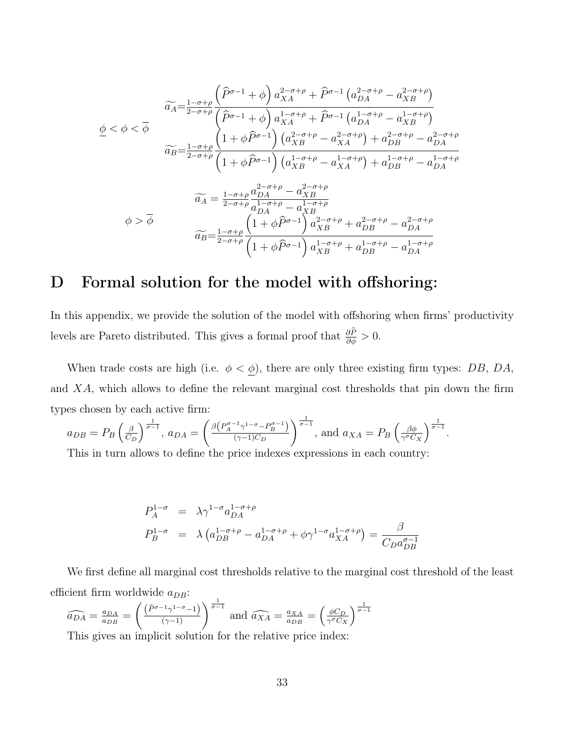$$\underline{\phi} < \phi < \overline{\phi} \qquad \begin{aligned} \widetilde{a_A} &= \tfrac{1-\sigma+\rho}{2-\sigma+\rho} \frac{\left(\widehat{P}^{\sigma-1} + \phi\right) a_{XA}^{2-\sigma+\rho} + \widehat{P}^{\sigma-1}\left(a_{DA}^{2-\sigma+\rho} - a_{XB}^{2-\sigma+\rho}\right)}{\left(\widehat{P}^{\sigma-1} + \phi\right) a_{XA}^{1-\sigma+\rho} + \widehat{P}^{\sigma-1}\left(a_{DA}^{1-\sigma+\rho} - a_{XB}^{1-\sigma+\rho}\right)} \\ \widetilde{a_B} &= \tfrac{1-\sigma+\rho}{2-\sigma+\rho} \frac{\left(1 + \phi \widehat{P}^{\sigma-1}\right)\left(a_{XB}^{2-\sigma+\rho} - a_{XA}^{2-\sigma+\rho}\right) + a_{DB}^{2-\sigma+\rho} - a_{DA}^{2-\sigma+\rho}}{\left(1 + \phi \widehat{P}^{\sigma-1}\right)\left(a_{XB}^{1-\sigma+\rho} - a_{XA}^{1-\sigma+\rho}\right) + a_{DB}^{1-\sigma+\rho} - a_{DA}^{1-\sigma+\rho}} \end{aligned}$$

$$\phi > \overline{\phi} \qquad \begin{aligned} \widetilde{a_A} &= \tfrac{1-\sigma+\rho}{2-\sigma+\rho} \frac{a_{DA}^{2-\sigma+\rho} - a_{XB}^{2-\sigma+\rho}}{a_{DA}^{1-\sigma+\rho} - a_{XB}^{1-\sigma+\rho}} \\ \widetilde{a_B} &= \tfrac{1-\sigma+\rho}{2-\sigma+\rho} \frac{\left(1 + \phi \widehat{P}^{\sigma-1}\right) a_{XB}^{2-\sigma+\rho} + a_{DB}^{2-\sigma+\rho} - a_{DA}^{2-\sigma+\rho}}{\left(1 + \phi \widehat{P}^{\sigma-1}\right) a_{XB}^{1-\sigma+\rho} + a_{DB}^{1-\sigma+\rho} - a_{DA}^{1-\sigma+\rho}} \end{aligned}$$

# D Formal solution for the model with offshoring:

In this appendix, we provide the solution of the model with offshoring when firms' productivity levels are Pareto distributed. This gives a formal proof that $\frac{\partial \widehat{P}}{\partial \phi} > 0$.

When trade costs are high (i.e. $\phi < \underline{\phi}$), there are only three existing firm types: $DB$, $DA$, and $XA$, which allows to define the relevant marginal cost thresholds that pin down the firm types chosen by each active firm:

$a_{DB} = P_B \left(\frac{\beta}{C_D}\right)^{\frac{1}{\sigma-1}}$, $a_{DA} = \left(\frac{\beta\left(P_A^{\sigma-1}\gamma^{1-\sigma} - P_B^{\sigma-1}\right)}{(\gamma-1)C_D}\right)^{\frac{1}{\sigma-1}}$, and $a_{XA} = P_B \left(\frac{\beta\phi}{\gamma^{\sigma}C_X}\right)^{\frac{1}{\sigma-1}}$.

This in turn allows to define the price indexes expressions in each country:

$$\begin{aligned} P_A^{1-\sigma} &= \lambda \gamma^{1-\sigma} a_{DA}^{1-\sigma+\rho} \\ P_B^{1-\sigma} &= \lambda \left(a_{DB}^{1-\sigma+\rho} - a_{DA}^{1-\sigma+\rho} + \phi \gamma^{1-\sigma} a_{XA}^{1-\sigma+\rho}\right) = \frac{\beta}{C_D a_{DB}^{\sigma-1}} \end{aligned}$$

We first define all marginal cost thresholds relative to the marginal cost threshold of the least efficient firm worldwide $a_{DB}$:

$\widehat{a_{DA}} = \frac{a_{DA}}{a_{DB}} = \left(\frac{\left(\widehat{P}^{\sigma-1}\gamma^{1-\sigma} - 1\right)}{(\gamma-1)}\right)^{\frac{1}{\sigma-1}}$ and $\widehat{a_{XA}} = \frac{a_{XA}}{a_{DB}} = \left(\frac{\phi C_D}{\gamma^{\sigma} C_X}\right)^{\frac{1}{\sigma-1}}$

This gives an implicit solution for the relative price index: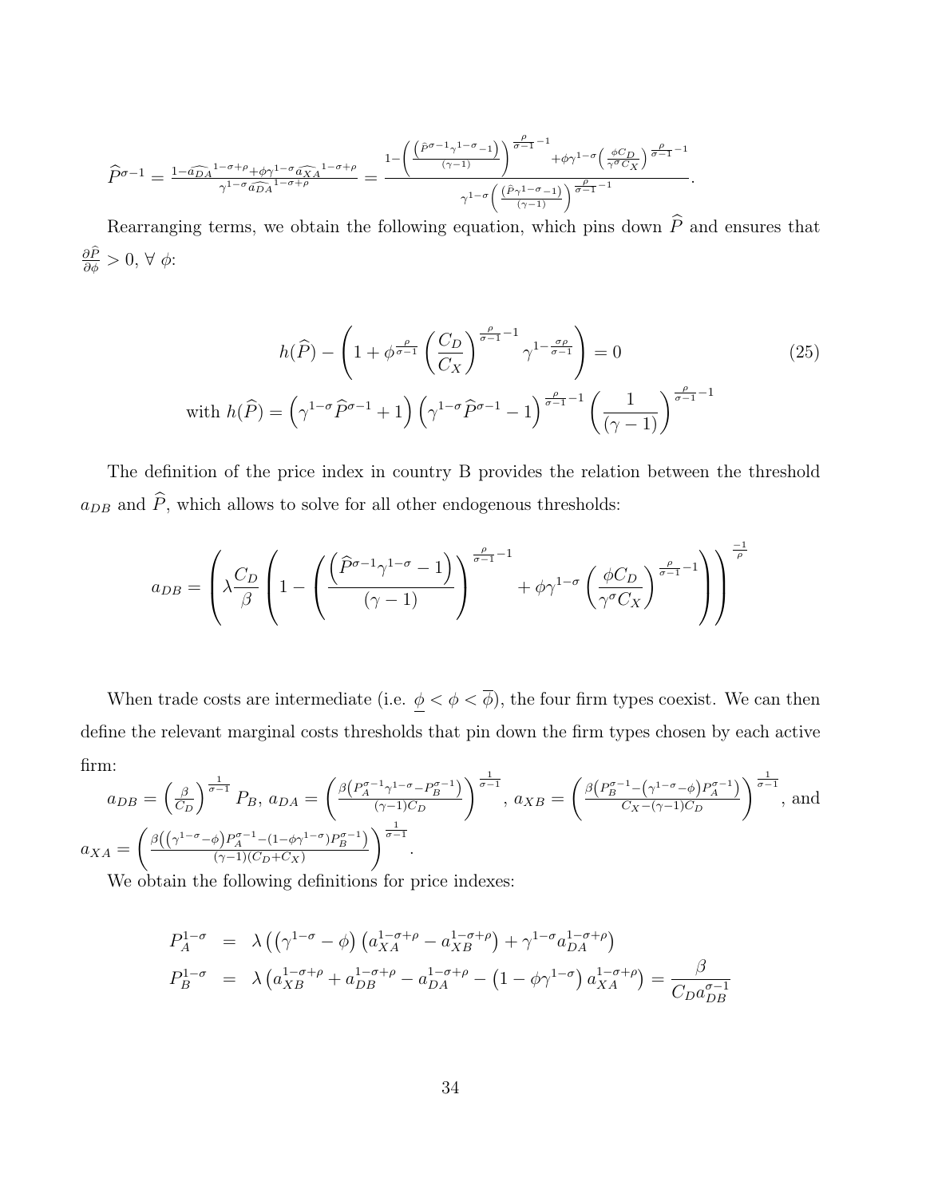$$\widehat{P}^{\sigma-1} = \frac{1-\widehat{a_{DA}}^{1-\sigma+\rho}+\phi\gamma^{1-\sigma}\widehat{a_{XA}}^{1-\sigma+\rho}}{\gamma^{1-\sigma}\widehat{a_{DA}}^{1-\sigma+\rho}} = \frac{1-\left(\frac{\left(\widehat{P}^{\sigma-1}\gamma^{1-\sigma}-1\right)}{(\gamma-1)}\right)^{\frac{\rho}{\sigma-1}-1}+\phi\gamma^{1-\sigma}\left(\frac{\phi C_D}{\gamma^{\sigma}C_X}\right)^{\frac{\rho}{\sigma-1}-1}}{\gamma^{1-\sigma}\left(\frac{\left(\widehat{P}\gamma^{1-\sigma}-1\right)}{(\gamma-1)}\right)^{\frac{\rho}{\sigma-1}-1}}.$$

Rearranging terms, we obtain the following equation, which pins down $\widehat{P}$ and ensures that $\frac{\partial \widehat{P}}{\partial \phi} > 0$, $\forall\ \phi$:

$$h(\widehat{P}) - \left(1 + \phi^{\frac{\rho}{\sigma-1}}\left(\frac{C_D}{C_X}\right)^{\frac{\rho}{\sigma-1}-1}\gamma^{1-\frac{\sigma\rho}{\sigma-1}}\right) = 0 \tag{25}$$

$$\text{with } h(\widehat{P}) = \left(\gamma^{1-\sigma}\widehat{P}^{\sigma-1}+1\right)\left(\gamma^{1-\sigma}\widehat{P}^{\sigma-1}-1\right)^{\frac{\rho}{\sigma-1}-1}\left(\frac{1}{(\gamma-1)}\right)^{\frac{\rho}{\sigma-1}-1}$$

The definition of the price index in country B provides the relation between the threshold $a_{DB}$ and $\widehat{P}$, which allows to solve for all other endogenous thresholds:

$$a_{DB} = \left(\lambda\frac{C_D}{\beta}\left(1 - \left(\frac{\left(\widehat{P}^{\sigma-1}\gamma^{1-\sigma}-1\right)}{(\gamma-1)}\right)^{\frac{\rho}{\sigma-1}-1} + \phi\gamma^{1-\sigma}\left(\frac{\phi C_D}{\gamma^{\sigma}C_X}\right)^{\frac{\rho}{\sigma-1}-1}\right)\right)^{\frac{-1}{\rho}}$$

When trade costs are intermediate (i.e. $\underline{\phi} < \phi < \overline{\phi}$), the four firm types coexist. We can then define the relevant marginal costs thresholds that pin down the firm types chosen by each active firm:

$a_{DB} = \left(\frac{\beta}{C_D}\right)^{\frac{1}{\sigma-1}} P_B$, $a_{DA} = \left(\frac{\beta\left(P_A^{\sigma-1}\gamma^{1-\sigma}-P_B^{\sigma-1}\right)}{(\gamma-1)C_D}\right)^{\frac{1}{\sigma-1}}$, $a_{XB} = \left(\frac{\beta\left(P_B^{\sigma-1}-\left(\gamma^{1-\sigma}-\phi\right)P_A^{\sigma-1}\right)}{C_X-(\gamma-1)C_D}\right)^{\frac{1}{\sigma-1}}$, and $a_{XA} = \left(\frac{\beta\left(\left(\gamma^{1-\sigma}-\phi\right)P_A^{\sigma-1}-\left(1-\phi\gamma^{1-\sigma}\right)P_B^{\sigma-1}\right)}{(\gamma-1)(C_D+C_X)}\right)^{\frac{1}{\sigma-1}}$.

We obtain the following definitions for price indexes:

$$\begin{aligned}
P_A^{1-\sigma} &= \lambda\left(\left(\gamma^{1-\sigma}-\phi\right)\left(a_{XA}^{1-\sigma+\rho}-a_{XB}^{1-\sigma+\rho}\right)+\gamma^{1-\sigma}a_{DA}^{1-\sigma+\rho}\right)\\
P_B^{1-\sigma} &= \lambda\left(a_{XB}^{1-\sigma+\rho}+a_{DB}^{1-\sigma+\rho}-a_{DA}^{1-\sigma+\rho}-\left(1-\phi\gamma^{1-\sigma}\right)a_{XA}^{1-\sigma+\rho}\right) = \frac{\beta}{C_D a_{DB}^{\sigma-1}}
\end{aligned}$$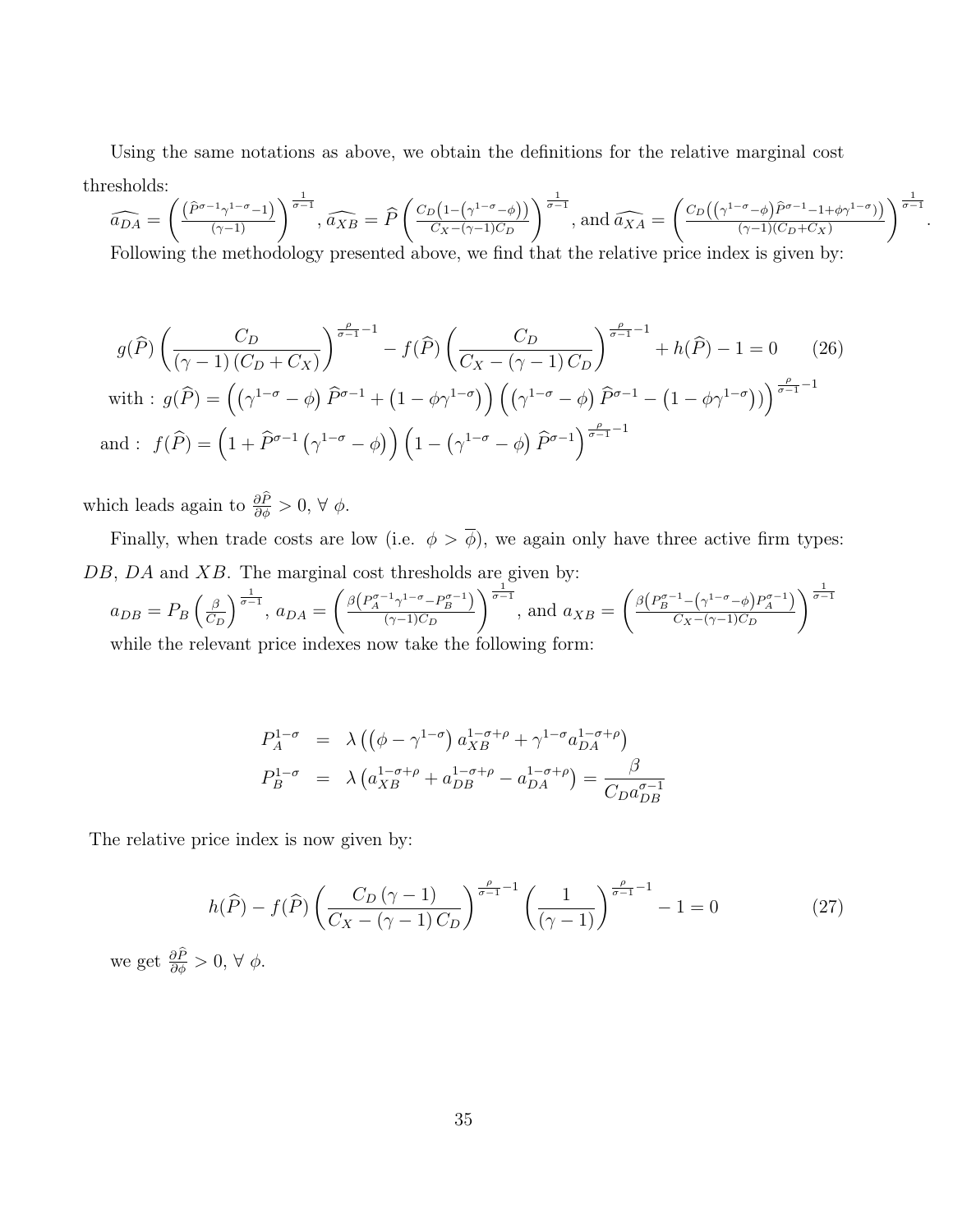Using the same notations as above, we obtain the definitions for the relative marginal cost thresholds:

$\widehat{a_{DA}} = \left(\frac{\left(\widehat{P}^{\sigma-1}\gamma^{1-\sigma}-1\right)}{(\gamma-1)}\right)^{\frac{1}{\sigma-1}}$, $\widehat{a_{XB}} = \widehat{P}\left(\frac{C_D\left(1-\left(\gamma^{1-\sigma}-\phi\right)\right)}{C_X-(\gamma-1)C_D}\right)^{\frac{1}{\sigma-1}}$, and $\widehat{a_{XA}} = \left(\frac{C_D\left(\left(\gamma^{1-\sigma}-\phi\right)\widehat{P}^{\sigma-1}-1+\phi\gamma^{1-\sigma}\right)\right)}{(\gamma-1)(C_D+C_X)}\right)^{\frac{1}{\sigma-1}}$.

Following the methodology presented above, we find that the relative price index is given by:

$$
g(\widehat{P})\left(\frac{C_D}{(\gamma-1)(C_D+C_X)}\right)^{\frac{\rho}{\sigma-1}-1} - f(\widehat{P})\left(\frac{C_D}{C_X-(\gamma-1)C_D}\right)^{\frac{\rho}{\sigma-1}-1} + h(\widehat{P}) - 1 = 0 \tag{26}
$$

$$
\text{with : } g(\widehat{P}) = \left(\left(\gamma^{1-\sigma}-\phi\right)\widehat{P}^{\sigma-1} + \left(1-\phi\gamma^{1-\sigma}\right)\right)\left(\left(\gamma^{1-\sigma}-\phi\right)\widehat{P}^{\sigma-1} - \left(1-\phi\gamma^{1-\sigma}\right)\right)\right)^{\frac{\rho}{\sigma-1}-1}
$$

$$
\text{and : } f(\widehat{P}) = \left(1+\widehat{P}^{\sigma-1}\left(\gamma^{1-\sigma}-\phi\right)\right)\left(1-\left(\gamma^{1-\sigma}-\phi\right)\widehat{P}^{\sigma-1}\right)^{\frac{\rho}{\sigma-1}-1}
$$

which leads again to $\frac{\partial\widehat{P}}{\partial\phi} > 0,\ \forall\ \phi$.

Finally, when trade costs are low (i.e. $\phi > \overline{\phi}$), we again only have three active firm types: $DB$, $DA$ and $XB$. The marginal cost thresholds are given by:

$a_{DB} = P_B\left(\frac{\beta}{C_D}\right)^{\frac{1}{\sigma-1}}$, $a_{DA} = \left(\frac{\beta\left(P_A^{\sigma-1}\gamma^{1-\sigma}-P_B^{\sigma-1}\right)}{(\gamma-1)C_D}\right)^{\frac{1}{\sigma-1}}$, and $a_{XB} = \left(\frac{\beta\left(P_B^{\sigma-1}-\left(\gamma^{1-\sigma}-\phi\right)P_A^{\sigma-1}\right)}{C_X-(\gamma-1)C_D}\right)^{\frac{1}{\sigma-1}}$

while the relevant price indexes now take the following form:

$$
\begin{aligned}
P_A^{1-\sigma} &= \lambda\left(\left(\phi-\gamma^{1-\sigma}\right)a_{XB}^{1-\sigma+\rho} + \gamma^{1-\sigma}a_{DA}^{1-\sigma+\rho}\right) \\
P_B^{1-\sigma} &= \lambda\left(a_{XB}^{1-\sigma+\rho} + a_{DB}^{1-\sigma+\rho} - a_{DA}^{1-\sigma+\rho}\right) = \frac{\beta}{C_D a_{DB}^{\sigma-1}}
\end{aligned}
$$

The relative price index is now given by:

$$
h(\widehat{P}) - f(\widehat{P})\left(\frac{C_D(\gamma-1)}{C_X-(\gamma-1)C_D}\right)^{\frac{\rho}{\sigma-1}-1}\left(\frac{1}{(\gamma-1)}\right)^{\frac{\rho}{\sigma-1}-1} - 1 = 0 \tag{27}
$$

we get $\frac{\partial\widehat{P}}{\partial\phi} > 0,\ \forall\ \phi$.